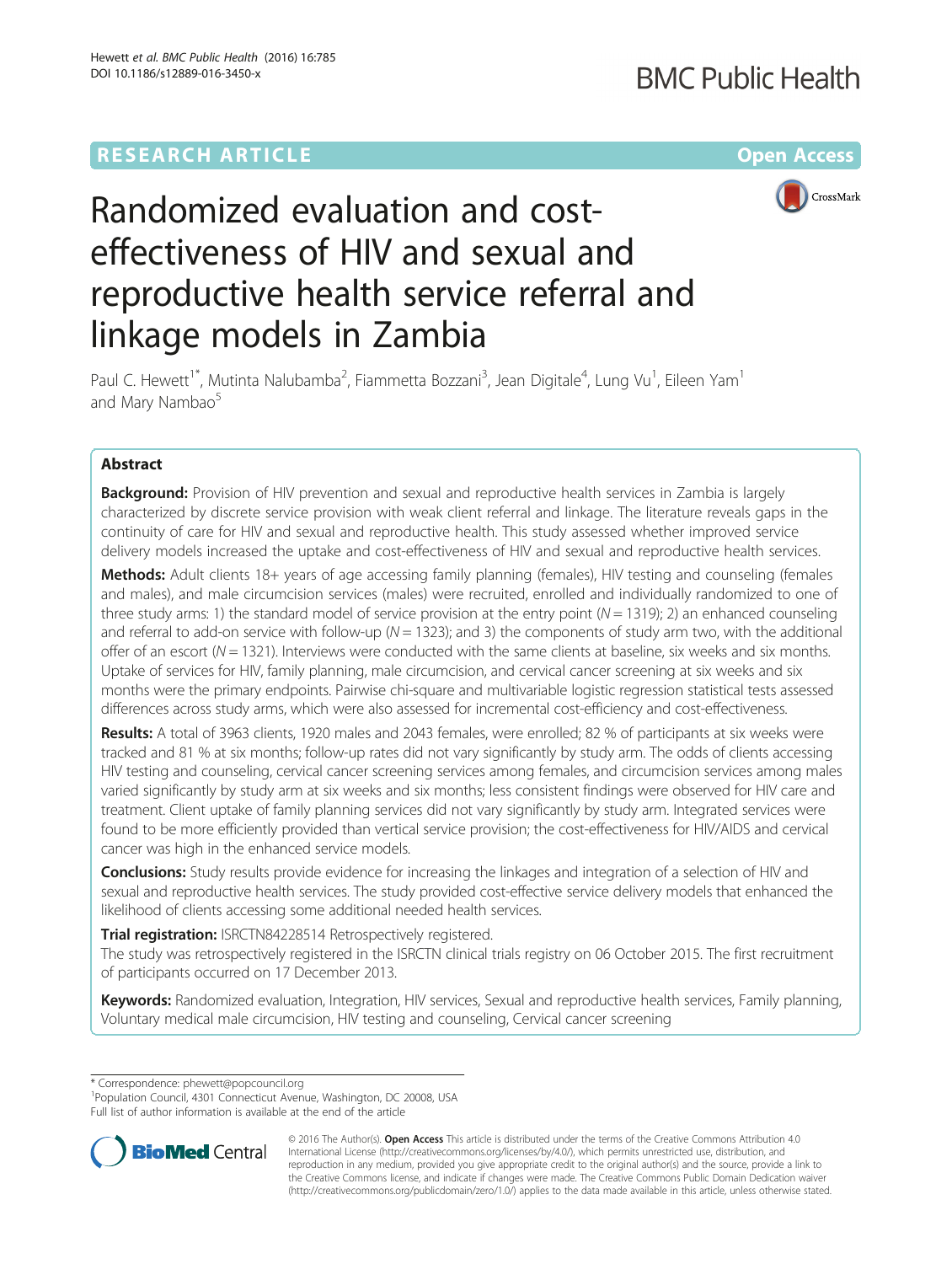RESEARCH ARTICLE

Open Access

# Randomized evaluation and cost-effectiveness of HIV and sexual and reproductive health service referral and linkage models in Zambia

Paul C. Hewett[1*], Mutinta Nalubamba[2], Fiammetta Bozzani[3], Jean Digitale[4], Lung Vu[1], Eileen Yam[1] and Mary Nambao[5]

## Abstract

**Background:** Provision of HIV prevention and sexual and reproductive health services in Zambia is largely characterized by discrete service provision with weak client referral and linkage. The literature reveals gaps in the continuity of care for HIV and sexual and reproductive health. This study assessed whether improved service delivery models increased the uptake and cost-effectiveness of HIV and sexual and reproductive health services.

**Methods:** Adult clients 18+ years of age accessing family planning (females), HIV testing and counseling (females and males), and male circumcision services (males) were recruited, enrolled and individually randomized to one of three study arms: 1) the standard model of service provision at the entry point ($N = 1319$); 2) an enhanced counseling and referral to add-on service with follow-up ($N = 1323$); and 3) the components of study arm two, with the additional offer of an escort ($N = 1321$). Interviews were conducted with the same clients at baseline, six weeks and six months. Uptake of services for HIV, family planning, male circumcision, and cervical cancer screening at six weeks and six months were the primary endpoints. Pairwise chi-square and multivariable logistic regression statistical tests assessed differences across study arms, which were also assessed for incremental cost-efficiency and cost-effectiveness.

**Results:** A total of 3963 clients, 1920 males and 2043 females, were enrolled; 82 % of participants at six weeks were tracked and 81 % at six months; follow-up rates did not vary significantly by study arm. The odds of clients accessing HIV testing and counseling, cervical cancer screening services among females, and circumcision services among males varied significantly by study arm at six weeks and six months; less consistent findings were observed for HIV care and treatment. Client uptake of family planning services did not vary significantly by study arm. Integrated services were found to be more efficiently provided than vertical service provision; the cost-effectiveness for HIV/AIDS and cervical cancer was high in the enhanced service models.

**Conclusions:** Study results provide evidence for increasing the linkages and integration of a selection of HIV and sexual and reproductive health services. The study provided cost-effective service delivery models that enhanced the likelihood of clients accessing some additional needed health services.

**Trial registration:** ISRCTN84228514 Retrospectively registered.
The study was retrospectively registered in the ISRCTN clinical trials registry on 06 October 2015. The first recruitment of participants occurred on 17 December 2013.

**Keywords:** Randomized evaluation, Integration, HIV services, Sexual and reproductive health services, Family planning, Voluntary medical male circumcision, HIV testing and counseling, Cervical cancer screening

---

\* Correspondence: phewett@popcouncil.org
[1]Population Council, 4301 Connecticut Avenue, Washington, DC 20008, USA
Full list of author information is available at the end of the article

© 2016 The Author(s). **Open Access** This article is distributed under the terms of the Creative Commons Attribution 4.0 International License (http://creativecommons.org/licenses/by/4.0/), which permits unrestricted use, distribution, and reproduction in any medium, provided you give appropriate credit to the original author(s) and the source, provide a link to the Creative Commons license, and indicate if changes were made. The Creative Commons Public Domain Dedication waiver (http://creativecommons.org/publicdomain/zero/1.0/) applies to the data made available in this article, unless otherwise stated.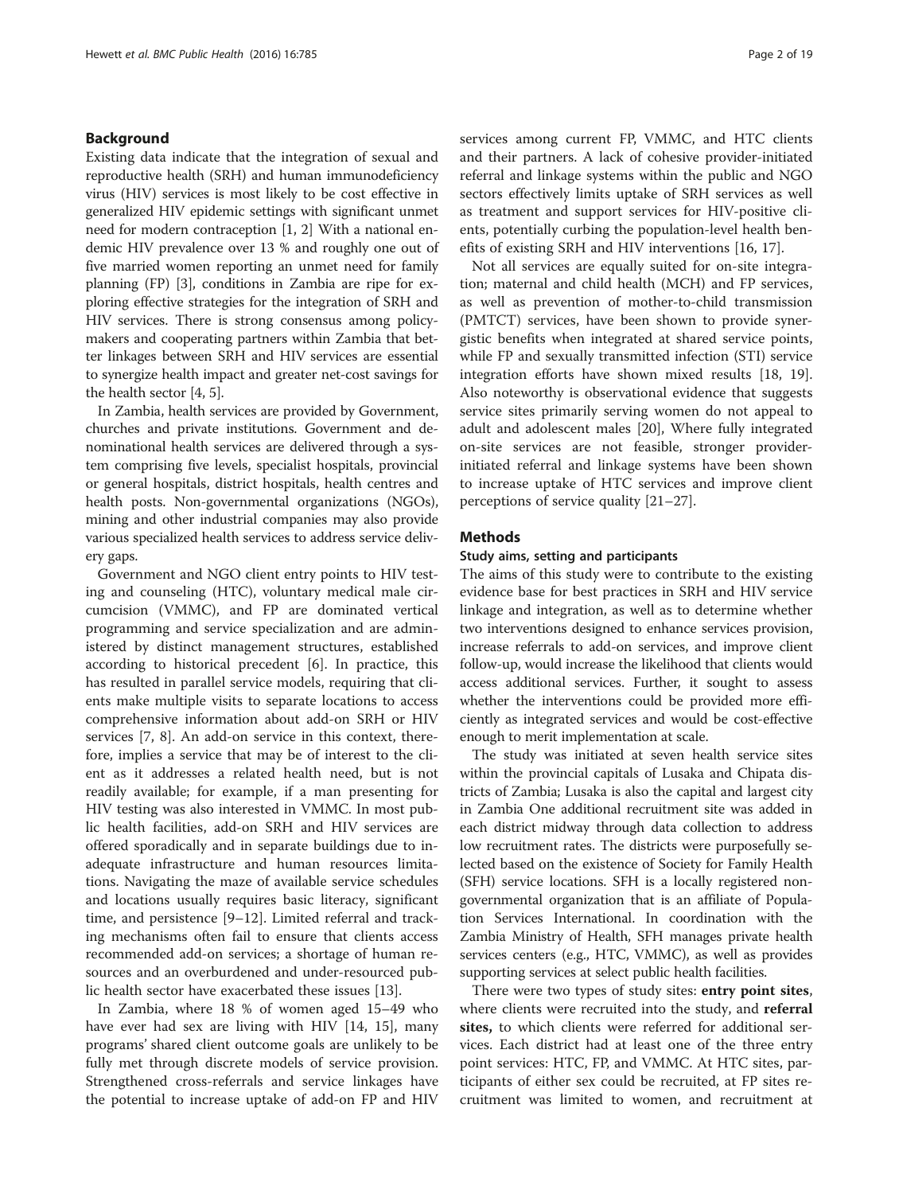## Background

Existing data indicate that the integration of sexual and reproductive health (SRH) and human immunodeficiency virus (HIV) services is most likely to be cost effective in generalized HIV epidemic settings with significant unmet need for modern contraception [1, 2] With a national endemic HIV prevalence over 13 % and roughly one out of five married women reporting an unmet need for family planning (FP) [3], conditions in Zambia are ripe for exploring effective strategies for the integration of SRH and HIV services. There is strong consensus among policymakers and cooperating partners within Zambia that better linkages between SRH and HIV services are essential to synergize health impact and greater net-cost savings for the health sector [4, 5].

In Zambia, health services are provided by Government, churches and private institutions. Government and denominational health services are delivered through a system comprising five levels, specialist hospitals, provincial or general hospitals, district hospitals, health centres and health posts. Non-governmental organizations (NGOs), mining and other industrial companies may also provide various specialized health services to address service delivery gaps.

Government and NGO client entry points to HIV testing and counseling (HTC), voluntary medical male circumcision (VMMC), and FP are dominated vertical programming and service specialization and are administered by distinct management structures, established according to historical precedent [6]. In practice, this has resulted in parallel service models, requiring that clients make multiple visits to separate locations to access comprehensive information about add-on SRH or HIV services [7, 8]. An add-on service in this context, therefore, implies a service that may be of interest to the client as it addresses a related health need, but is not readily available; for example, if a man presenting for HIV testing was also interested in VMMC. In most public health facilities, add-on SRH and HIV services are offered sporadically and in separate buildings due to inadequate infrastructure and human resources limitations. Navigating the maze of available service schedules and locations usually requires basic literacy, significant time, and persistence [9–12]. Limited referral and tracking mechanisms often fail to ensure that clients access recommended add-on services; a shortage of human resources and an overburdened and under-resourced public health sector have exacerbated these issues [13].

In Zambia, where 18 % of women aged 15–49 who have ever had sex are living with HIV [14, 15], many programs' shared client outcome goals are unlikely to be fully met through discrete models of service provision. Strengthened cross-referrals and service linkages have the potential to increase uptake of add-on FP and HIV services among current FP, VMMC, and HTC clients and their partners. A lack of cohesive provider-initiated referral and linkage systems within the public and NGO sectors effectively limits uptake of SRH services as well as treatment and support services for HIV-positive clients, potentially curbing the population-level health benefits of existing SRH and HIV interventions [16, 17].

Not all services are equally suited for on-site integration; maternal and child health (MCH) and FP services, as well as prevention of mother-to-child transmission (PMTCT) services, have been shown to provide synergistic benefits when integrated at shared service points, while FP and sexually transmitted infection (STI) service integration efforts have shown mixed results [18, 19]. Also noteworthy is observational evidence that suggests service sites primarily serving women do not appeal to adult and adolescent males [20], Where fully integrated on-site services are not feasible, stronger provider-initiated referral and linkage systems have been shown to increase uptake of HTC services and improve client perceptions of service quality [21–27].

## Methods

### Study aims, setting and participants

The aims of this study were to contribute to the existing evidence base for best practices in SRH and HIV service linkage and integration, as well as to determine whether two interventions designed to enhance services provision, increase referrals to add-on services, and improve client follow-up, would increase the likelihood that clients would access additional services. Further, it sought to assess whether the interventions could be provided more efficiently as integrated services and would be cost-effective enough to merit implementation at scale.

The study was initiated at seven health service sites within the provincial capitals of Lusaka and Chipata districts of Zambia; Lusaka is also the capital and largest city in Zambia One additional recruitment site was added in each district midway through data collection to address low recruitment rates. The districts were purposefully selected based on the existence of Society for Family Health (SFH) service locations. SFH is a locally registered non-governmental organization that is an affiliate of Population Services International. In coordination with the Zambia Ministry of Health, SFH manages private health services centers (e.g., HTC, VMMC), as well as provides supporting services at select public health facilities.

There were two types of study sites: **entry point sites**, where clients were recruited into the study, and **referral sites,** to which clients were referred for additional services. Each district had at least one of the three entry point services: HTC, FP, and VMMC. At HTC sites, participants of either sex could be recruited, at FP sites recruitment was limited to women, and recruitment at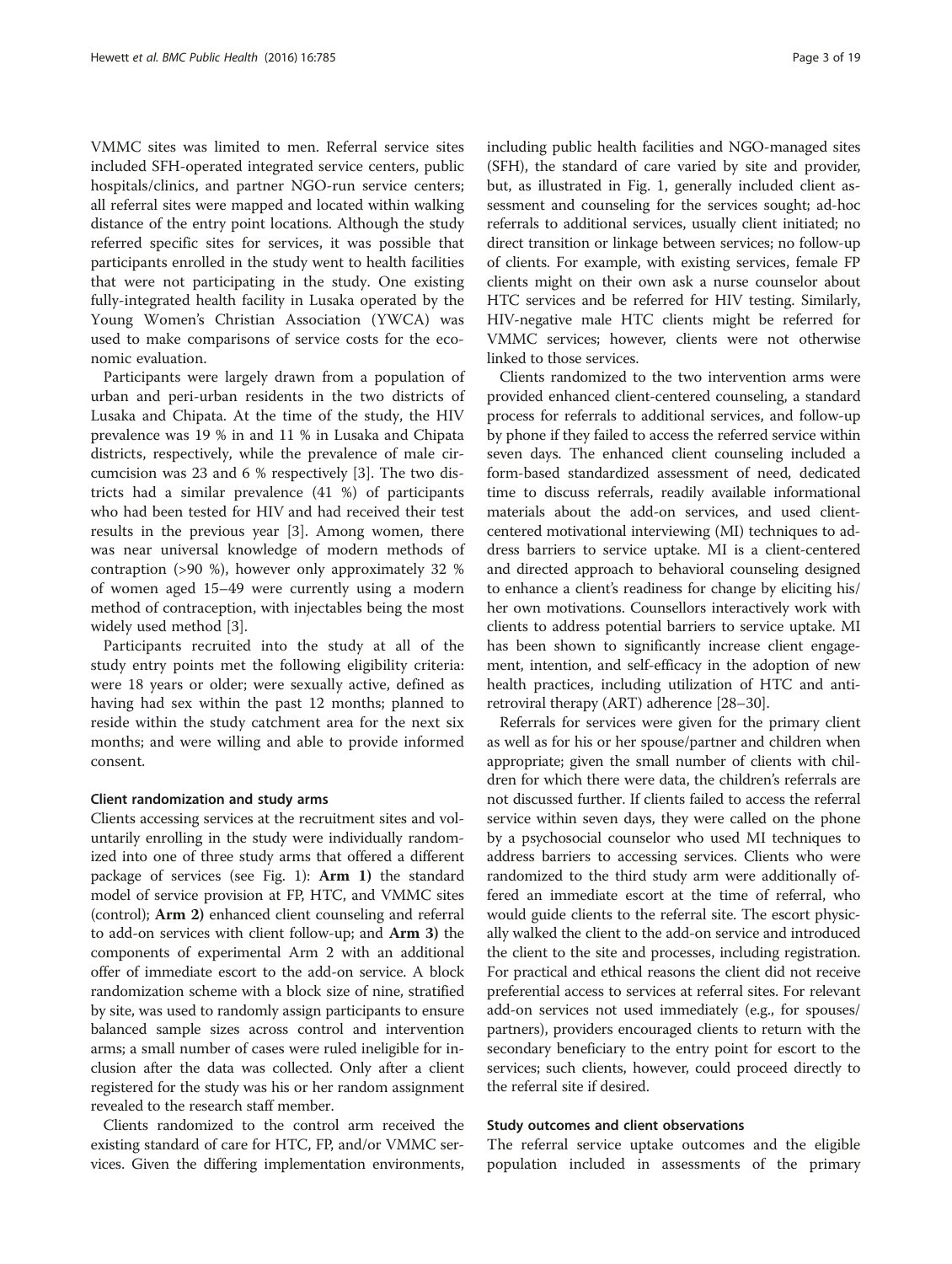VMMC sites was limited to men. Referral service sites included SFH-operated integrated service centers, public hospitals/clinics, and partner NGO-run service centers; all referral sites were mapped and located within walking distance of the entry point locations. Although the study referred specific sites for services, it was possible that participants enrolled in the study went to health facilities that were not participating in the study. One existing fully-integrated health facility in Lusaka operated by the Young Women's Christian Association (YWCA) was used to make comparisons of service costs for the economic evaluation.

Participants were largely drawn from a population of urban and peri-urban residents in the two districts of Lusaka and Chipata. At the time of the study, the HIV prevalence was 19 % in and 11 % in Lusaka and Chipata districts, respectively, while the prevalence of male circumcision was 23 and 6 % respectively [3]. The two districts had a similar prevalence (41 %) of participants who had been tested for HIV and had received their test results in the previous year [3]. Among women, there was near universal knowledge of modern methods of contraption (>90 %), however only approximately 32 % of women aged 15–49 were currently using a modern method of contraception, with injectables being the most widely used method [3].

Participants recruited into the study at all of the study entry points met the following eligibility criteria: were 18 years or older; were sexually active, defined as having had sex within the past 12 months; planned to reside within the study catchment area for the next six months; and were willing and able to provide informed consent.

#### Client randomization and study arms

Clients accessing services at the recruitment sites and voluntarily enrolling in the study were individually randomized into one of three study arms that offered a different package of services (see Fig. 1): **Arm 1)** the standard model of service provision at FP, HTC, and VMMC sites (control); **Arm 2)** enhanced client counseling and referral to add-on services with client follow-up; and **Arm 3)** the components of experimental Arm 2 with an additional offer of immediate escort to the add-on service. A block randomization scheme with a block size of nine, stratified by site, was used to randomly assign participants to ensure balanced sample sizes across control and intervention arms; a small number of cases were ruled ineligible for inclusion after the data was collected. Only after a client registered for the study was his or her random assignment revealed to the research staff member.

Clients randomized to the control arm received the existing standard of care for HTC, FP, and/or VMMC services. Given the differing implementation environments, including public health facilities and NGO-managed sites (SFH), the standard of care varied by site and provider, but, as illustrated in Fig. 1, generally included client assessment and counseling for the services sought; ad-hoc referrals to additional services, usually client initiated; no direct transition or linkage between services; no follow-up of clients. For example, with existing services, female FP clients might on their own ask a nurse counselor about HTC services and be referred for HIV testing. Similarly, HIV-negative male HTC clients might be referred for VMMC services; however, clients were not otherwise linked to those services.

Clients randomized to the two intervention arms were provided enhanced client-centered counseling, a standard process for referrals to additional services, and follow-up by phone if they failed to access the referred service within seven days. The enhanced client counseling included a form-based standardized assessment of need, dedicated time to discuss referrals, readily available informational materials about the add-on services, and used client-centered motivational interviewing (MI) techniques to address barriers to service uptake. MI is a client-centered and directed approach to behavioral counseling designed to enhance a client's readiness for change by eliciting his/her own motivations. Counsellors interactively work with clients to address potential barriers to service uptake. MI has been shown to significantly increase client engagement, intention, and self-efficacy in the adoption of new health practices, including utilization of HTC and anti-retroviral therapy (ART) adherence [28–30].

Referrals for services were given for the primary client as well as for his or her spouse/partner and children when appropriate; given the small number of clients with children for which there were data, the children's referrals are not discussed further. If clients failed to access the referral service within seven days, they were called on the phone by a psychosocial counselor who used MI techniques to address barriers to accessing services. Clients who were randomized to the third study arm were additionally offered an immediate escort at the time of referral, who would guide clients to the referral site. The escort physically walked the client to the add-on service and introduced the client to the site and processes, including registration. For practical and ethical reasons the client did not receive preferential access to services at referral sites. For relevant add-on services not used immediately (e.g., for spouses/partners), providers encouraged clients to return with the secondary beneficiary to the entry point for escort to the services; such clients, however, could proceed directly to the referral site if desired.

#### Study outcomes and client observations

The referral service uptake outcomes and the eligible population included in assessments of the primary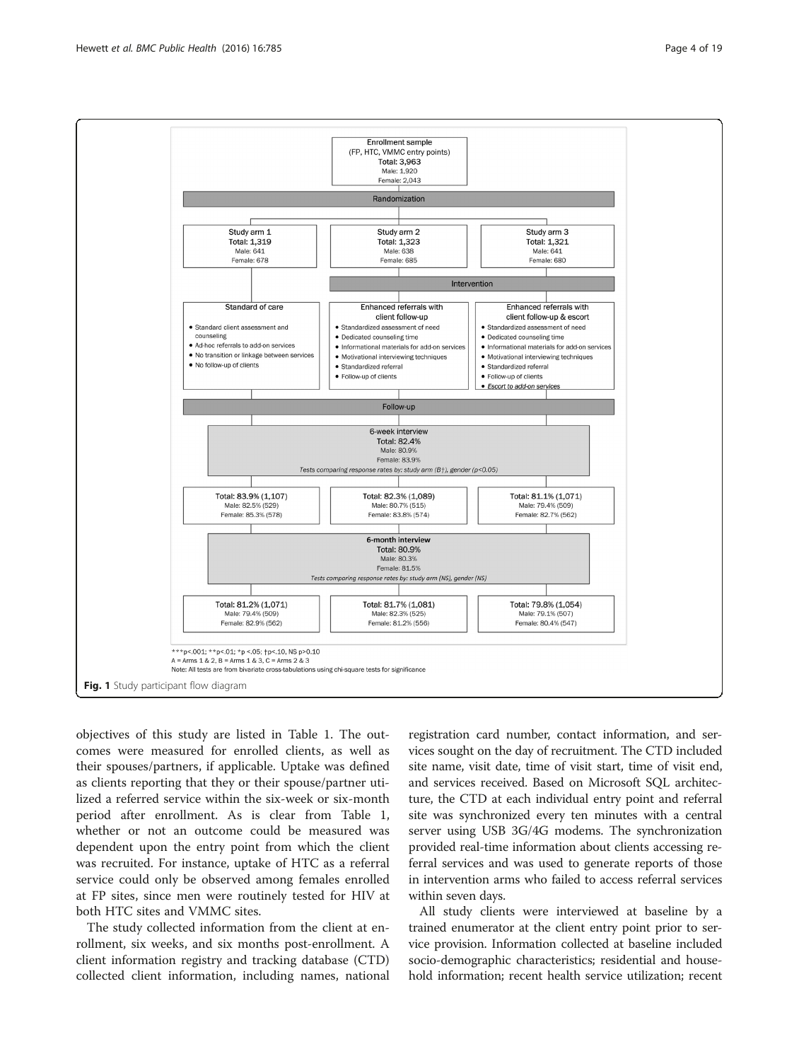Enrollment sample
(FP, HTC, VMMC entry points)
Total: 3,963
Male: 1,920
Female: 2,043

Randomization

| Study arm 1 | Study arm 2 | Study arm 3 |
| --- | --- | --- |
| Total: 1,319<br>Male: 641<br>Female: 678 | Total: 1,323<br>Male: 638<br>Female: 685 | Total: 1,321<br>Male: 641<br>Female: 680 |

Intervention

| Standard of care | Enhanced referrals with client follow-up | Enhanced referrals with client follow-up & escort |
| --- | --- | --- |
| • Standard client assessment and counseling<br>• Ad-hoc referrals to add-on services<br>• No transition or linkage between services<br>• No follow-up of clients | • Standardized assessment of need<br>• Dedicated counseling time<br>• Informational materials for add-on services<br>• Motivational interviewing techniques<br>• Standardized referral<br>• Follow-up of clients | • Standardized assessment of need<br>• Dedicated counseling time<br>• Informational materials for add-on services<br>• Motivational interviewing techniques<br>• Standardized referral<br>• Follow-up of clients<br>• *Escort to add-on services* |

Follow-up

6-week interview
Total: 82.4%
Male: 80.9%
Female: 83.9%
*Tests comparing response rates by: study arm (B†), gender (p<0.05)*

| Arm 1 | Arm 2 | Arm 3 |
| --- | --- | --- |
| Total: 83.9% (1,107)<br>Male: 82.5% (529)<br>Female: 85.3% (578) | Total: 82.3% (1,089)<br>Male: 80.7% (515)<br>Female: 83.8% (574) | Total: 81.1% (1,071)<br>Male: 79.4% (509)<br>Female: 82.7% (562) |

6-month interview
Total: 80.9%
Male: 80.3%
Female: 81.5%
*Tests comparing response rates by: study arm (NS), gender (NS)*

| Arm 1 | Arm 2 | Arm 3 |
| --- | --- | --- |
| Total: 81.2% (1,071)<br>Male: 79.4% (509)<br>Female: 82.9% (562) | Total: 81.7% (1,081)<br>Male: 82.3% (525)<br>Female: 81.2% (556) | Total: 79.8% (1,054)<br>Male: 79.1% (507)<br>Female: 80.4% (547) |

***p<.001; **p<.01; *p <.05; †p<.10, NS p>0.10
A = Arms 1 & 2, B = Arms 1 & 3, C = Arms 2 & 3
Note: All tests are from bivariate cross-tabulations using chi-square tests for significance

**Fig. 1** Study participant flow diagram

objectives of this study are listed in Table 1. The outcomes were measured for enrolled clients, as well as their spouses/partners, if applicable. Uptake was defined as clients reporting that they or their spouse/partner utilized a referred service within the six-week or six-month period after enrollment. As is clear from Table 1, whether or not an outcome could be measured was dependent upon the entry point from which the client was recruited. For instance, uptake of HTC as a referral service could only be observed among females enrolled at FP sites, since men were routinely tested for HIV at both HTC sites and VMMC sites.

The study collected information from the client at enrollment, six weeks, and six months post-enrollment. A client information registry and tracking database (CTD) collected client information, including names, national registration card number, contact information, and services sought on the day of recruitment. The CTD included site name, visit date, time of visit start, time of visit end, and services received. Based on Microsoft SQL architecture, the CTD at each individual entry point and referral site was synchronized every ten minutes with a central server using USB 3G/4G modems. The synchronization provided real-time information about clients accessing referral services and was used to generate reports of those in intervention arms who failed to access referral services within seven days.

All study clients were interviewed at baseline by a trained enumerator at the client entry point prior to service provision. Information collected at baseline included socio-demographic characteristics; residential and household information; recent health service utilization; recent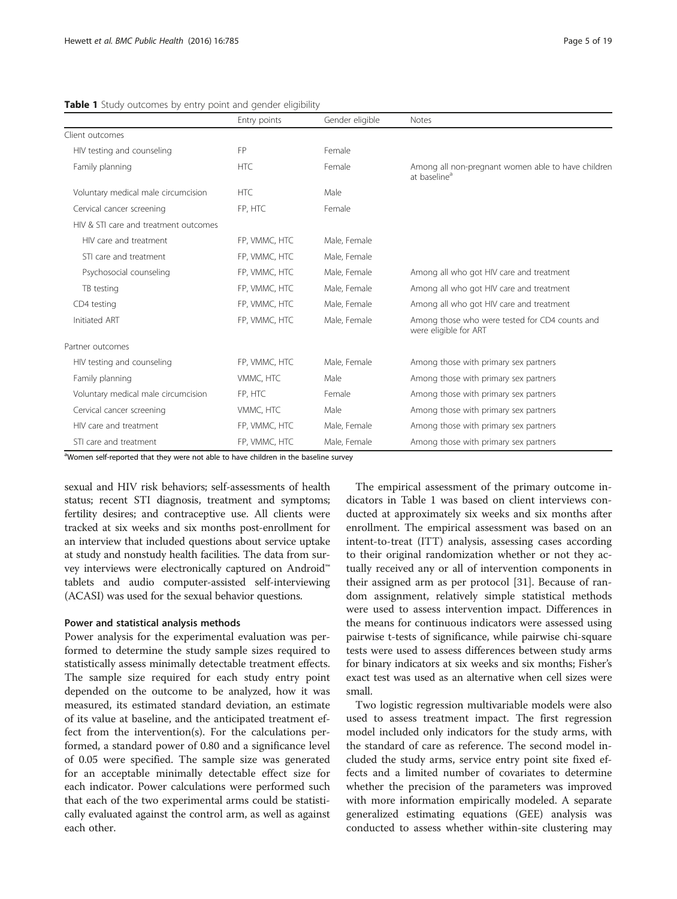**Table 1** Study outcomes by entry point and gender eligibility

| | Entry points | Gender eligible | Notes |
|---|---|---|---|
| Client outcomes | | | |
| HIV testing and counseling | FP | Female | |
| Family planning | HTC | Female | Among all non-pregnant women able to have children at baseline[a] |
| Voluntary medical male circumcision | HTC | Male | |
| Cervical cancer screening | FP, HTC | Female | |
| HIV & STI care and treatment outcomes | | | |
| HIV care and treatment | FP, VMMC, HTC | Male, Female | |
| STI care and treatment | FP, VMMC, HTC | Male, Female | |
| Psychosocial counseling | FP, VMMC, HTC | Male, Female | Among all who got HIV care and treatment |
| TB testing | FP, VMMC, HTC | Male, Female | Among all who got HIV care and treatment |
| CD4 testing | FP, VMMC, HTC | Male, Female | Among all who got HIV care and treatment |
| Initiated ART | FP, VMMC, HTC | Male, Female | Among those who were tested for CD4 counts and were eligible for ART |
| Partner outcomes | | | |
| HIV testing and counseling | FP, VMMC, HTC | Male, Female | Among those with primary sex partners |
| Family planning | VMMC, HTC | Male | Among those with primary sex partners |
| Voluntary medical male circumcision | FP, HTC | Female | Among those with primary sex partners |
| Cervical cancer screening | VMMC, HTC | Male | Among those with primary sex partners |
| HIV care and treatment | FP, VMMC, HTC | Male, Female | Among those with primary sex partners |
| STI care and treatment | FP, VMMC, HTC | Male, Female | Among those with primary sex partners |

[a]Women self-reported that they were not able to have children in the baseline survey

sexual and HIV risk behaviors; self-assessments of health status; recent STI diagnosis, treatment and symptoms; fertility desires; and contraceptive use. All clients were tracked at six weeks and six months post-enrollment for an interview that included questions about service uptake at study and nonstudy health facilities. The data from survey interviews were electronically captured on Android™ tablets and audio computer-assisted self-interviewing (ACASI) was used for the sexual behavior questions.

### Power and statistical analysis methods

Power analysis for the experimental evaluation was performed to determine the study sample sizes required to statistically assess minimally detectable treatment effects. The sample size required for each study entry point depended on the outcome to be analyzed, how it was measured, its estimated standard deviation, an estimate of its value at baseline, and the anticipated treatment effect from the intervention(s). For the calculations performed, a standard power of 0.80 and a significance level of 0.05 were specified. The sample size was generated for an acceptable minimally detectable effect size for each indicator. Power calculations were performed such that each of the two experimental arms could be statistically evaluated against the control arm, as well as against each other.

The empirical assessment of the primary outcome indicators in Table 1 was based on client interviews conducted at approximately six weeks and six months after enrollment. The empirical assessment was based on an intent-to-treat (ITT) analysis, assessing cases according to their original randomization whether or not they actually received any or all of intervention components in their assigned arm as per protocol [31]. Because of random assignment, relatively simple statistical methods were used to assess intervention impact. Differences in the means for continuous indicators were assessed using pairwise t-tests of significance, while pairwise chi-square tests were used to assess differences between study arms for binary indicators at six weeks and six months; Fisher's exact test was used as an alternative when cell sizes were small.

Two logistic regression multivariable models were also used to assess treatment impact. The first regression model included only indicators for the study arms, with the standard of care as reference. The second model included the study arms, service entry point site fixed effects and a limited number of covariates to determine whether the precision of the parameters was improved with more information empirically modeled. A separate generalized estimating equations (GEE) analysis was conducted to assess whether within-site clustering may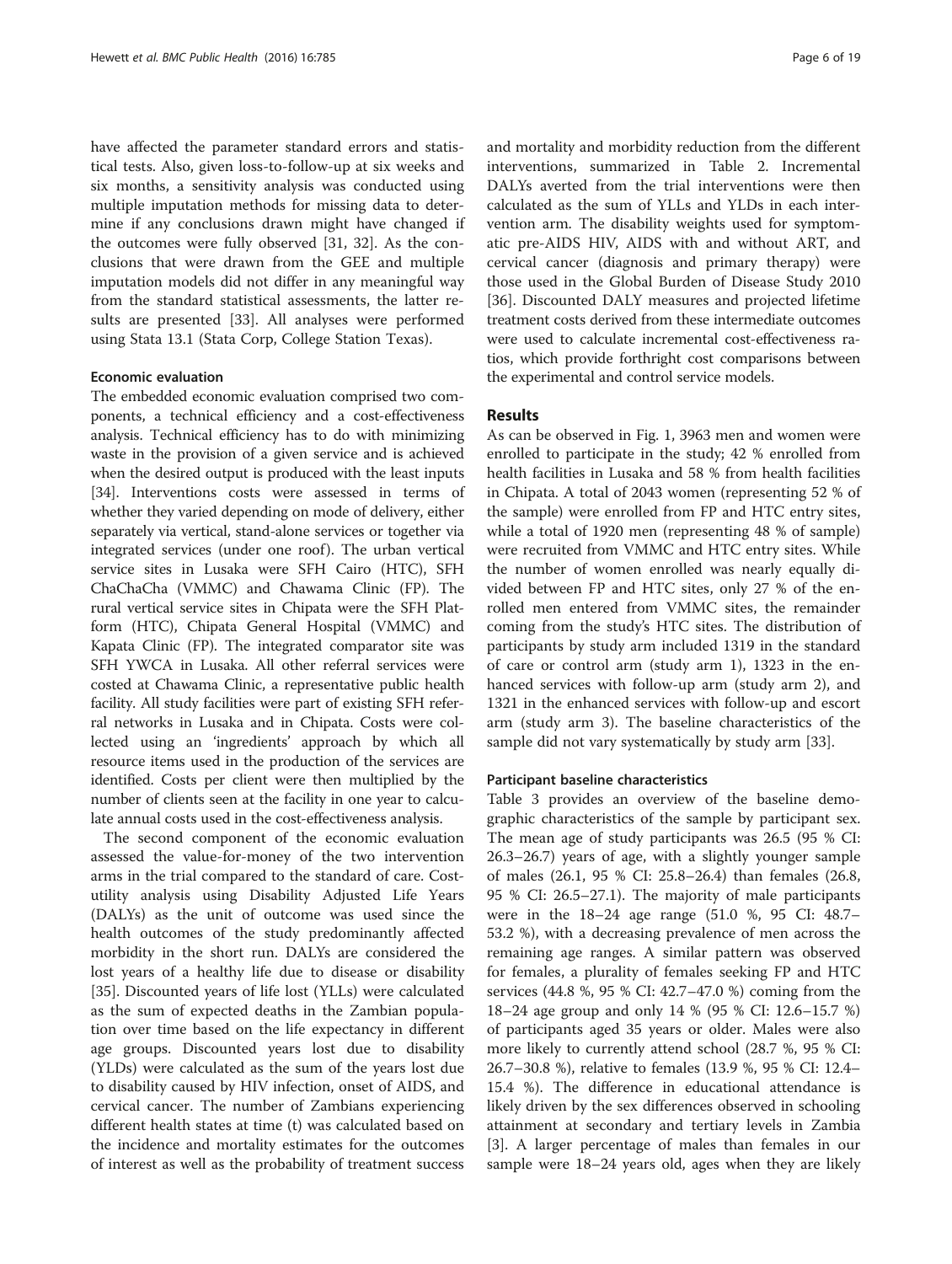have affected the parameter standard errors and statistical tests. Also, given loss-to-follow-up at six weeks and six months, a sensitivity analysis was conducted using multiple imputation methods for missing data to determine if any conclusions drawn might have changed if the outcomes were fully observed [31, 32]. As the conclusions that were drawn from the GEE and multiple imputation models did not differ in any meaningful way from the standard statistical assessments, the latter results are presented [33]. All analyses were performed using Stata 13.1 (Stata Corp, College Station Texas).

### Economic evaluation

The embedded economic evaluation comprised two components, a technical efficiency and a cost-effectiveness analysis. Technical efficiency has to do with minimizing waste in the provision of a given service and is achieved when the desired output is produced with the least inputs [34]. Interventions costs were assessed in terms of whether they varied depending on mode of delivery, either separately via vertical, stand-alone services or together via integrated services (under one roof). The urban vertical service sites in Lusaka were SFH Cairo (HTC), SFH ChaChaCha (VMMC) and Chawama Clinic (FP). The rural vertical service sites in Chipata were the SFH Platform (HTC), Chipata General Hospital (VMMC) and Kapata Clinic (FP). The integrated comparator site was SFH YWCA in Lusaka. All other referral services were costed at Chawama Clinic, a representative public health facility. All study facilities were part of existing SFH referral networks in Lusaka and in Chipata. Costs were collected using an 'ingredients' approach by which all resource items used in the production of the services are identified. Costs per client were then multiplied by the number of clients seen at the facility in one year to calculate annual costs used in the cost-effectiveness analysis.

The second component of the economic evaluation assessed the value-for-money of the two intervention arms in the trial compared to the standard of care. Cost-utility analysis using Disability Adjusted Life Years (DALYs) as the unit of outcome was used since the health outcomes of the study predominantly affected morbidity in the short run. DALYs are considered the lost years of a healthy life due to disease or disability [35]. Discounted years of life lost (YLLs) were calculated as the sum of expected deaths in the Zambian population over time based on the life expectancy in different age groups. Discounted years lost due to disability (YLDs) were calculated as the sum of the years lost due to disability caused by HIV infection, onset of AIDS, and cervical cancer. The number of Zambians experiencing different health states at time (t) was calculated based on the incidence and mortality estimates for the outcomes of interest as well as the probability of treatment success and mortality and morbidity reduction from the different interventions, summarized in Table 2. Incremental DALYs averted from the trial interventions were then calculated as the sum of YLLs and YLDs in each intervention arm. The disability weights used for symptomatic pre-AIDS HIV, AIDS with and without ART, and cervical cancer (diagnosis and primary therapy) were those used in the Global Burden of Disease Study 2010 [36]. Discounted DALY measures and projected lifetime treatment costs derived from these intermediate outcomes were used to calculate incremental cost-effectiveness ratios, which provide forthright cost comparisons between the experimental and control service models.

## Results

As can be observed in Fig. 1, 3963 men and women were enrolled to participate in the study; 42 % enrolled from health facilities in Lusaka and 58 % from health facilities in Chipata. A total of 2043 women (representing 52 % of the sample) were enrolled from FP and HTC entry sites, while a total of 1920 men (representing 48 % of sample) were recruited from VMMC and HTC entry sites. While the number of women enrolled was nearly equally divided between FP and HTC sites, only 27 % of the enrolled men entered from VMMC sites, the remainder coming from the study's HTC sites. The distribution of participants by study arm included 1319 in the standard of care or control arm (study arm 1), 1323 in the enhanced services with follow-up arm (study arm 2), and 1321 in the enhanced services with follow-up and escort arm (study arm 3). The baseline characteristics of the sample did not vary systematically by study arm [33].

### Participant baseline characteristics

Table 3 provides an overview of the baseline demographic characteristics of the sample by participant sex. The mean age of study participants was 26.5 (95 % CI: 26.3–26.7) years of age, with a slightly younger sample of males (26.1, 95 % CI: 25.8–26.4) than females (26.8, 95 % CI: 26.5–27.1). The majority of male participants were in the 18–24 age range (51.0 %, 95 CI: 48.7–53.2 %), with a decreasing prevalence of men across the remaining age ranges. A similar pattern was observed for females, a plurality of females seeking FP and HTC services (44.8 %, 95 % CI: 42.7–47.0 %) coming from the 18–24 age group and only 14 % (95 % CI: 12.6–15.7 %) of participants aged 35 years or older. Males were also more likely to currently attend school (28.7 %, 95 % CI: 26.7–30.8 %), relative to females (13.9 %, 95 % CI: 12.4–15.4 %). The difference in educational attendance is likely driven by the sex differences observed in schooling attainment at secondary and tertiary levels in Zambia [3]. A larger percentage of males than females in our sample were 18–24 years old, ages when they are likely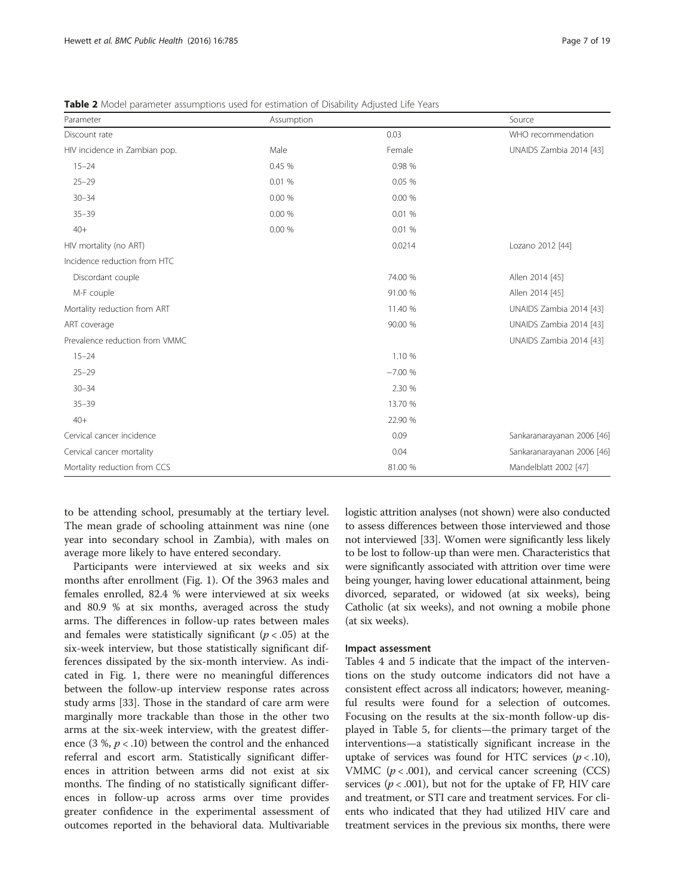**Table 2** Model parameter assumptions used for estimation of Disability Adjusted Life Years

| Parameter | Assumption | | Source |
|---|---|---|---|
| Discount rate | | 0.03 | WHO recommendation |
| HIV incidence in Zambian pop. | Male | Female | UNAIDS Zambia 2014 [43] |
| 15–24 | 0.45 % | 0.98 % | |
| 25–29 | 0.01 % | 0.05 % | |
| 30–34 | 0.00 % | 0.00 % | |
| 35–39 | 0.00 % | 0.01 % | |
| 40+ | 0.00 % | 0.01 % | |
| HIV mortality (no ART) | | 0.0214 | Lozano 2012 [44] |
| Incidence reduction from HTC | | | |
| Discordant couple | | 74.00 % | Allen 2014 [45] |
| M-F couple | | 91.00 % | Allen 2014 [45] |
| Mortality reduction from ART | | 11.40 % | UNAIDS Zambia 2014 [43] |
| ART coverage | | 90.00 % | UNAIDS Zambia 2014 [43] |
| Prevalence reduction from VMMC | | | UNAIDS Zambia 2014 [43] |
| 15–24 | | 1.10 % | |
| 25–29 | | −7.00 % | |
| 30–34 | | 2.30 % | |
| 35–39 | | 13.70 % | |
| 40+ | | 22.90 % | |
| Cervical cancer incidence | | 0.09 | Sankaranarayanan 2006 [46] |
| Cervical cancer mortality | | 0.04 | Sankaranarayanan 2006 [46] |
| Mortality reduction from CCS | | 81.00 % | Mandelblatt 2002 [47] |

to be attending school, presumably at the tertiary level. The mean grade of schooling attainment was nine (one year into secondary school in Zambia), with males on average more likely to have entered secondary.

Participants were interviewed at six weeks and six months after enrollment (Fig. 1). Of the 3963 males and females enrolled, 82.4 % were interviewed at six weeks and 80.9 % at six months, averaged across the study arms. The differences in follow-up rates between males and females were statistically significant ($p < .05$) at the six-week interview, but those statistically significant differences dissipated by the six-month interview. As indicated in Fig. 1, there were no meaningful differences between the follow-up interview response rates across study arms [33]. Those in the standard of care arm were marginally more trackable than those in the other two arms at the six-week interview, with the greatest difference (3 %, $p < .10$) between the control and the enhanced referral and escort arm. Statistically significant differences in attrition between arms did not exist at six months. The finding of no statistically significant differences in follow-up across arms over time provides greater confidence in the experimental assessment of outcomes reported in the behavioral data. Multivariable logistic attrition analyses (not shown) were also conducted to assess differences between those interviewed and those not interviewed [33]. Women were significantly less likely to be lost to follow-up than were men. Characteristics that were significantly associated with attrition over time were being younger, having lower educational attainment, being divorced, separated, or widowed (at six weeks), being Catholic (at six weeks), and not owning a mobile phone (at six weeks).

### Impact assessment

Tables 4 and 5 indicate that the impact of the interventions on the study outcome indicators did not have a consistent effect across all indicators; however, meaningful results were found for a selection of outcomes. Focusing on the results at the six-month follow-up displayed in Table 5, for clients—the primary target of the interventions—a statistically significant increase in the uptake of services was found for HTC services ($p < .10$), VMMC ($p < .001$), and cervical cancer screening (CCS) services ($p < .001$), but not for the uptake of FP, HIV care and treatment, or STI care and treatment services. For clients who indicated that they had utilized HIV care and treatment services in the previous six months, there were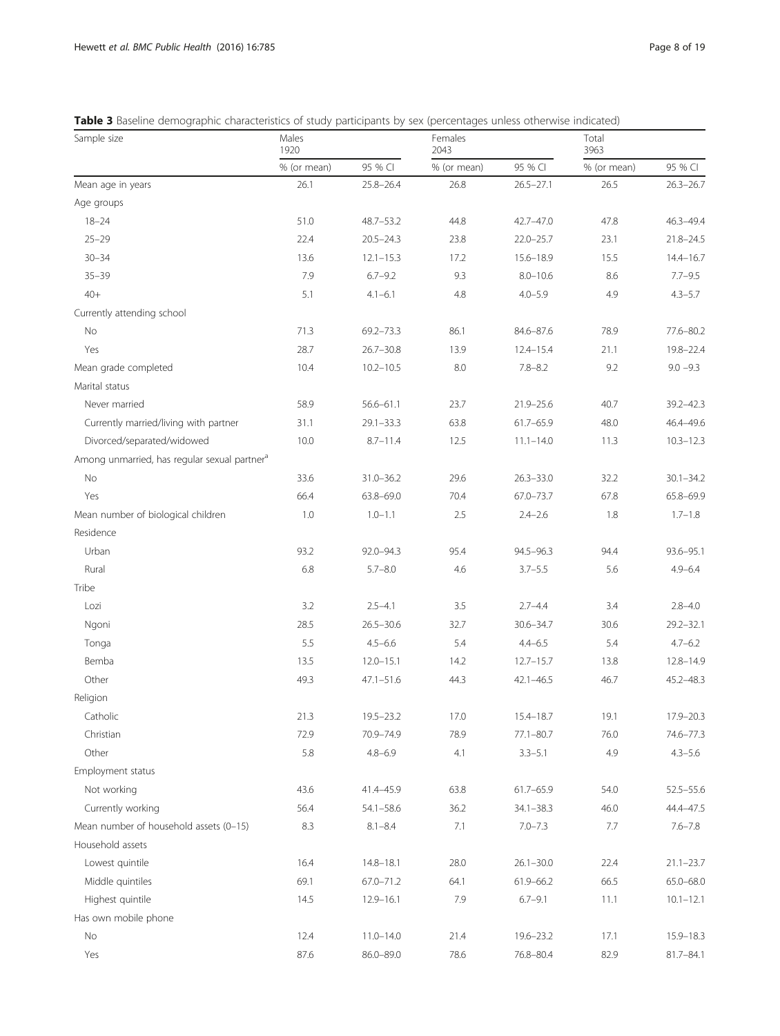**Table 3** Baseline demographic characteristics of study participants by sex (percentages unless otherwise indicated)

| Sample size | Males 1920 | | Females 2043 | | Total 3963 | |
|---|---|---|---|---|---|---|
| | % (or mean) | 95 % CI | % (or mean) | 95 % CI | % (or mean) | 95 % CI |
| Mean age in years | 26.1 | 25.8–26.4 | 26.8 | 26.5–27.1 | 26.5 | 26.3–26.7 |
| Age groups | | | | | | |
| 18–24 | 51.0 | 48.7–53.2 | 44.8 | 42.7–47.0 | 47.8 | 46.3–49.4 |
| 25–29 | 22.4 | 20.5–24.3 | 23.8 | 22.0–25.7 | 23.1 | 21.8–24.5 |
| 30–34 | 13.6 | 12.1–15.3 | 17.2 | 15.6–18.9 | 15.5 | 14.4–16.7 |
| 35–39 | 7.9 | 6.7–9.2 | 9.3 | 8.0–10.6 | 8.6 | 7.7–9.5 |
| 40+ | 5.1 | 4.1–6.1 | 4.8 | 4.0–5.9 | 4.9 | 4.3–5.7 |
| Currently attending school | | | | | | |
| No | 71.3 | 69.2–73.3 | 86.1 | 84.6–87.6 | 78.9 | 77.6–80.2 |
| Yes | 28.7 | 26.7–30.8 | 13.9 | 12.4–15.4 | 21.1 | 19.8–22.4 |
| Mean grade completed | 10.4 | 10.2–10.5 | 8.0 | 7.8–8.2 | 9.2 | 9.0 –9.3 |
| Marital status | | | | | | |
| Never married | 58.9 | 56.6–61.1 | 23.7 | 21.9–25.6 | 40.7 | 39.2–42.3 |
| Currently married/living with partner | 31.1 | 29.1–33.3 | 63.8 | 61.7–65.9 | 48.0 | 46.4–49.6 |
| Divorced/separated/widowed | 10.0 | 8.7–11.4 | 12.5 | 11.1–14.0 | 11.3 | 10.3–12.3 |
| Among unmarried, has regular sexual partner[a] | | | | | | |
| No | 33.6 | 31.0–36.2 | 29.6 | 26.3–33.0 | 32.2 | 30.1–34.2 |
| Yes | 66.4 | 63.8–69.0 | 70.4 | 67.0–73.7 | 67.8 | 65.8–69.9 |
| Mean number of biological children | 1.0 | 1.0–1.1 | 2.5 | 2.4–2.6 | 1.8 | 1.7–1.8 |
| Residence | | | | | | |
| Urban | 93.2 | 92.0–94.3 | 95.4 | 94.5–96.3 | 94.4 | 93.6–95.1 |
| Rural | 6.8 | 5.7–8.0 | 4.6 | 3.7–5.5 | 5.6 | 4.9–6.4 |
| Tribe | | | | | | |
| Lozi | 3.2 | 2.5–4.1 | 3.5 | 2.7–4.4 | 3.4 | 2.8–4.0 |
| Ngoni | 28.5 | 26.5–30.6 | 32.7 | 30.6–34.7 | 30.6 | 29.2–32.1 |
| Tonga | 5.5 | 4.5–6.6 | 5.4 | 4.4–6.5 | 5.4 | 4.7–6.2 |
| Bemba | 13.5 | 12.0–15.1 | 14.2 | 12.7–15.7 | 13.8 | 12.8–14.9 |
| Other | 49.3 | 47.1–51.6 | 44.3 | 42.1–46.5 | 46.7 | 45.2–48.3 |
| Religion | | | | | | |
| Catholic | 21.3 | 19.5–23.2 | 17.0 | 15.4–18.7 | 19.1 | 17.9–20.3 |
| Christian | 72.9 | 70.9–74.9 | 78.9 | 77.1–80.7 | 76.0 | 74.6–77.3 |
| Other | 5.8 | 4.8–6.9 | 4.1 | 3.3–5.1 | 4.9 | 4.3–5.6 |
| Employment status | | | | | | |
| Not working | 43.6 | 41.4–45.9 | 63.8 | 61.7–65.9 | 54.0 | 52.5–55.6 |
| Currently working | 56.4 | 54.1–58.6 | 36.2 | 34.1–38.3 | 46.0 | 44.4–47.5 |
| Mean number of household assets (0–15) | 8.3 | 8.1–8.4 | 7.1 | 7.0–7.3 | 7.7 | 7.6–7.8 |
| Household assets | | | | | | |
| Lowest quintile | 16.4 | 14.8–18.1 | 28.0 | 26.1–30.0 | 22.4 | 21.1–23.7 |
| Middle quintiles | 69.1 | 67.0–71.2 | 64.1 | 61.9–66.2 | 66.5 | 65.0–68.0 |
| Highest quintile | 14.5 | 12.9–16.1 | 7.9 | 6.7–9.1 | 11.1 | 10.1–12.1 |
| Has own mobile phone | | | | | | |
| No | 12.4 | 11.0–14.0 | 21.4 | 19.6–23.2 | 17.1 | 15.9–18.3 |
| Yes | 87.6 | 86.0–89.0 | 78.6 | 76.8–80.4 | 82.9 | 81.7–84.1 |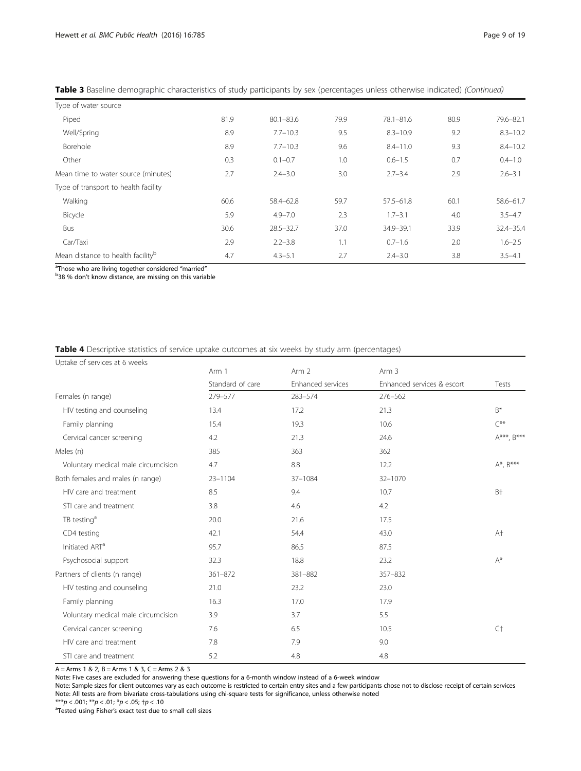**Table 3** Baseline demographic characteristics of study participants by sex (percentages unless otherwise indicated) *(Continued)*

| | | | | | | |
|---|---|---|---|---|---|---|
| Type of water source | | | | | | |
| Piped | 81.9 | 80.1–83.6 | 79.9 | 78.1–81.6 | 80.9 | 79.6–82.1 |
| Well/Spring | 8.9 | 7.7–10.3 | 9.5 | 8.3–10.9 | 9.2 | 8.3–10.2 |
| Borehole | 8.9 | 7.7–10.3 | 9.6 | 8.4–11.0 | 9.3 | 8.4–10.2 |
| Other | 0.3 | 0.1–0.7 | 1.0 | 0.6–1.5 | 0.7 | 0.4–1.0 |
| Mean time to water source (minutes) | 2.7 | 2.4–3.0 | 3.0 | 2.7–3.4 | 2.9 | 2.6–3.1 |
| Type of transport to health facility | | | | | | |
| Walking | 60.6 | 58.4–62.8 | 59.7 | 57.5–61.8 | 60.1 | 58.6–61.7 |
| Bicycle | 5.9 | 4.9–7.0 | 2.3 | 1.7–3.1 | 4.0 | 3.5–4.7 |
| Bus | 30.6 | 28.5–32.7 | 37.0 | 34.9–39.1 | 33.9 | 32.4–35.4 |
| Car/Taxi | 2.9 | 2.2–3.8 | 1.1 | 0.7–1.6 | 2.0 | 1.6–2.5 |
| Mean distance to health facility[b] | 4.7 | 4.3–5.1 | 2.7 | 2.4–3.0 | 3.8 | 3.5–4.1 |

[a]Those who are living together considered "married"
[b]38 % don't know distance, are missing on this variable

**Table 4** Descriptive statistics of service uptake outcomes at six weeks by study arm (percentages)

| Uptake of services at 6 weeks | Arm 1 | Arm 2 | Arm 3 | |
|---|---|---|---|---|
| | Standard of care | Enhanced services | Enhanced services & escort | Tests |
| Females (n range) | 279–577 | 283–574 | 276–562 | |
| HIV testing and counseling | 13.4 | 17.2 | 21.3 | B* |
| Family planning | 15.4 | 19.3 | 10.6 | C** |
| Cervical cancer screening | 4.2 | 21.3 | 24.6 | A***, B*** |
| Males (n) | 385 | 363 | 362 | |
| Voluntary medical male circumcision | 4.7 | 8.8 | 12.2 | A*, B*** |
| Both females and males (n range) | 23–1104 | 37–1084 | 32–1070 | |
| HIV care and treatment | 8.5 | 9.4 | 10.7 | B† |
| STI care and treatment | 3.8 | 4.6 | 4.2 | |
| TB testing[a] | 20.0 | 21.6 | 17.5 | |
| CD4 testing | 42.1 | 54.4 | 43.0 | A† |
| Initiated ART[a] | 95.7 | 86.5 | 87.5 | |
| Psychosocial support | 32.3 | 18.8 | 23.2 | A* |
| Partners of clients (n range) | 361–872 | 381–882 | 357–832 | |
| HIV testing and counseling | 21.0 | 23.2 | 23.0 | |
| Family planning | 16.3 | 17.0 | 17.9 | |
| Voluntary medical male circumcision | 3.9 | 3.7 | 5.5 | |
| Cervical cancer screening | 7.6 | 6.5 | 10.5 | C† |
| HIV care and treatment | 7.8 | 7.9 | 9.0 | |
| STI care and treatment | 5.2 | 4.8 | 4.8 | |

A = Arms 1 & 2, B = Arms 1 & 3, C = Arms 2 & 3
Note: Five cases are excluded for answering these questions for a 6-month window instead of a 6-week window
Note: Sample sizes for client outcomes vary as each outcome is restricted to certain entry sites and a few participants chose not to disclose receipt of certain services
Note: All tests are from bivariate cross-tabulations using chi-square tests for significance, unless otherwise noted
***$p < .001$; **$p < .01$; *$p < .05$; †$p < .10$
[a]Tested using Fisher's exact test due to small cell sizes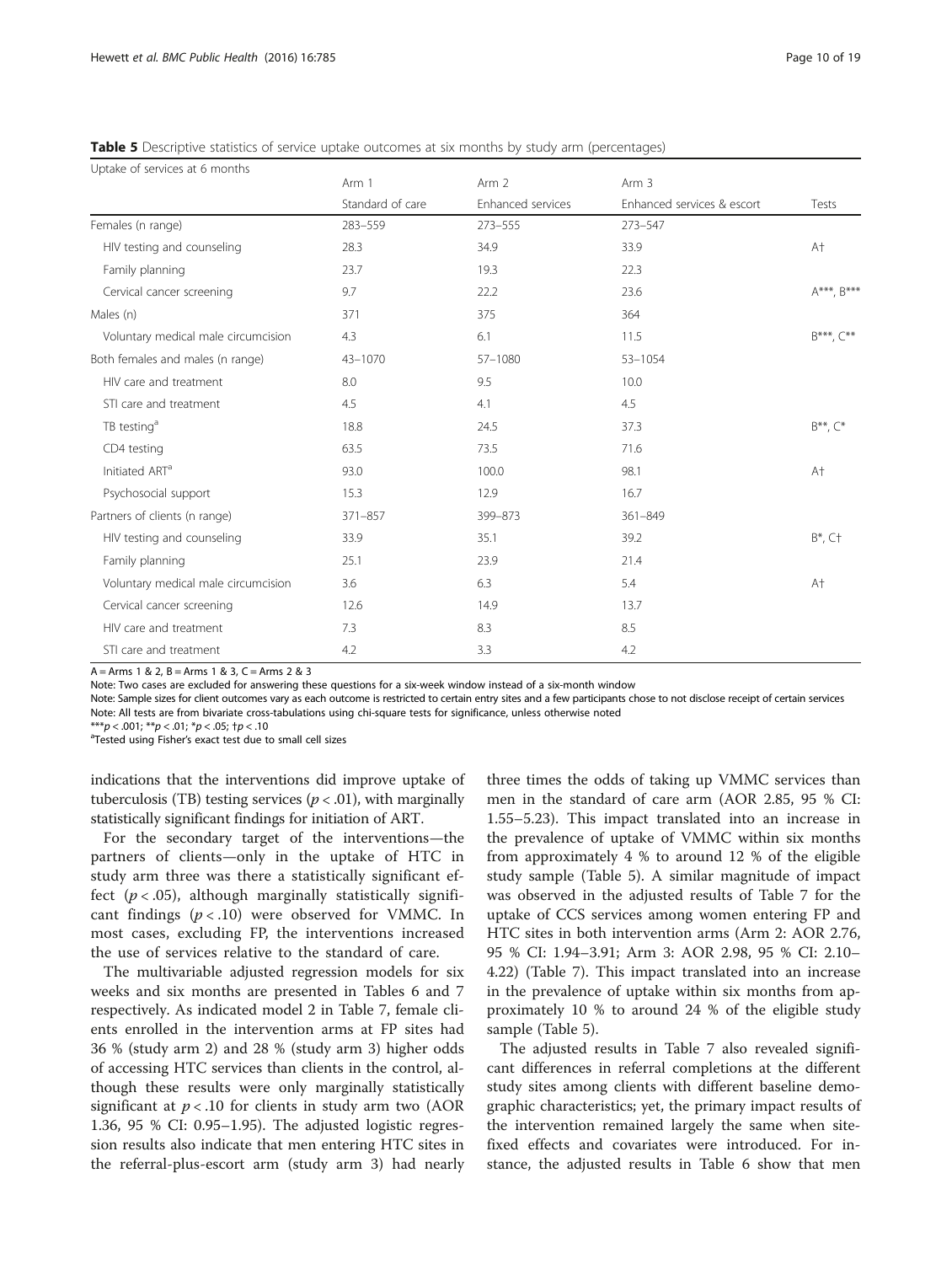**Table 5** Descriptive statistics of service uptake outcomes at six months by study arm (percentages)

| Uptake of services at 6 months | Arm 1 | Arm 2 | Arm 3 | |
|---|---|---|---|---|
| | Standard of care | Enhanced services | Enhanced services & escort | Tests |
| Females (n range) | 283–559 | 273–555 | 273–547 | |
| HIV testing and counseling | 28.3 | 34.9 | 33.9 | A† |
| Family planning | 23.7 | 19.3 | 22.3 | |
| Cervical cancer screening | 9.7 | 22.2 | 23.6 | A***, B*** |
| Males (n) | 371 | 375 | 364 | |
| Voluntary medical male circumcision | 4.3 | 6.1 | 11.5 | B***, C** |
| Both females and males (n range) | 43–1070 | 57–1080 | 53–1054 | |
| HIV care and treatment | 8.0 | 9.5 | 10.0 | |
| STI care and treatment | 4.5 | 4.1 | 4.5 | |
| TB testing[a] | 18.8 | 24.5 | 37.3 | B**, C* |
| CD4 testing | 63.5 | 73.5 | 71.6 | |
| Initiated ART[a] | 93.0 | 100.0 | 98.1 | A† |
| Psychosocial support | 15.3 | 12.9 | 16.7 | |
| Partners of clients (n range) | 371–857 | 399–873 | 361–849 | |
| HIV testing and counseling | 33.9 | 35.1 | 39.2 | B*, C† |
| Family planning | 25.1 | 23.9 | 21.4 | |
| Voluntary medical male circumcision | 3.6 | 6.3 | 5.4 | A† |
| Cervical cancer screening | 12.6 | 14.9 | 13.7 | |
| HIV care and treatment | 7.3 | 8.3 | 8.5 | |
| STI care and treatment | 4.2 | 3.3 | 4.2 | |

A = Arms 1 & 2, B = Arms 1 & 3, C = Arms 2 & 3

Note: Two cases are excluded for answering these questions for a six-week window instead of a six-month window

Note: Sample sizes for client outcomes vary as each outcome is restricted to certain entry sites and a few participants chose to not disclose receipt of certain services

Note: All tests are from bivariate cross-tabulations using chi-square tests for significance, unless otherwise noted

***$p < .001$; **$p < .01$; *$p < .05$; †$p < .10$

[a]Tested using Fisher's exact test due to small cell sizes

indications that the interventions did improve uptake of tuberculosis (TB) testing services ($p < .01$), with marginally statistically significant findings for initiation of ART.

For the secondary target of the interventions—the partners of clients—only in the uptake of HTC in study arm three was there a statistically significant effect ($p < .05$), although marginally statistically significant findings ($p < .10$) were observed for VMMC. In most cases, excluding FP, the interventions increased the use of services relative to the standard of care.

The multivariable adjusted regression models for six weeks and six months are presented in Tables 6 and 7 respectively. As indicated model 2 in Table 7, female clients enrolled in the intervention arms at FP sites had 36 % (study arm 2) and 28 % (study arm 3) higher odds of accessing HTC services than clients in the control, although these results were only marginally statistically significant at $p < .10$ for clients in study arm two (AOR 1.36, 95 % CI: 0.95–1.95). The adjusted logistic regression results also indicate that men entering HTC sites in the referral-plus-escort arm (study arm 3) had nearly three times the odds of taking up VMMC services than men in the standard of care arm (AOR 2.85, 95 % CI: 1.55–5.23). This impact translated into an increase in the prevalence of uptake of VMMC within six months from approximately 4 % to around 12 % of the eligible study sample (Table 5). A similar magnitude of impact was observed in the adjusted results of Table 7 for the uptake of CCS services among women entering FP and HTC sites in both intervention arms (Arm 2: AOR 2.76, 95 % CI: 1.94–3.91; Arm 3: AOR 2.98, 95 % CI: 2.10–4.22) (Table 7). This impact translated into an increase in the prevalence of uptake within six months from approximately 10 % to around 24 % of the eligible study sample (Table 5).

The adjusted results in Table 7 also revealed significant differences in referral completions at the different study sites among clients with different baseline demographic characteristics; yet, the primary impact results of the intervention remained largely the same when site-fixed effects and covariates were introduced. For instance, the adjusted results in Table 6 show that men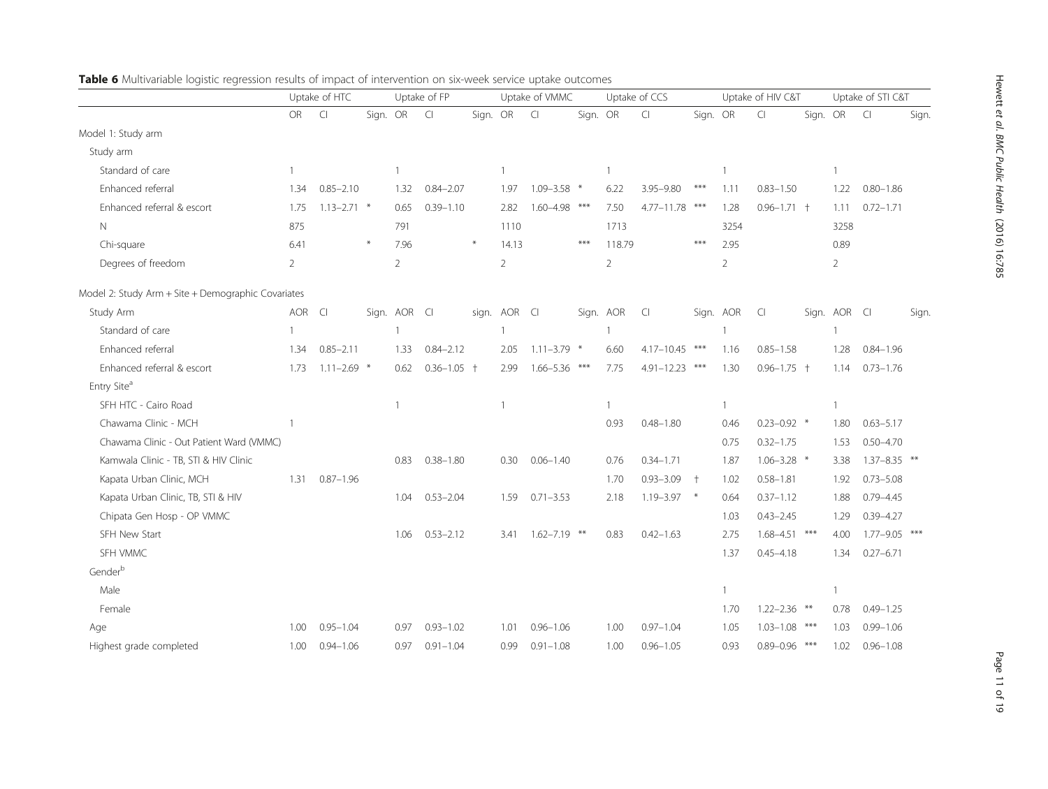**Table 6** Multivariable logistic regression results of impact of intervention on six-week service uptake outcomes

| | Uptake of HTC | | | Uptake of FP | | | Uptake of VMMC | | | Uptake of CCS | | | Uptake of HIV C&T | | | Uptake of STI C&T | | |
|---|---|---|---|---|---|---|---|---|---|---|---|---|---|---|---|---|---|---|
| | OR | CI | Sign. | OR | CI | Sign. | OR | CI | Sign. | OR | CI | Sign. | OR | CI | Sign. | OR | CI | Sign. |
| Model 1: Study arm | | | | | | | | | | | | | | | | | | |
| Study arm | | | | | | | | | | | | | | | | | | |
| Standard of care | 1 | | | 1 | | | 1 | | | 1 | | | 1 | | | 1 | | |
| Enhanced referral | 1.34 | 0.85–2.10 | | 1.32 | 0.84–2.07 | | 1.97 | 1.09–3.58 | * | 6.22 | 3.95–9.80 | *** | 1.11 | 0.83–1.50 | | 1.22 | 0.80–1.86 | |
| Enhanced referral & escort | 1.75 | 1.13–2.71 | * | 0.65 | 0.39–1.10 | | 2.82 | 1.60–4.98 | *** | 7.50 | 4.77–11.78 | *** | 1.28 | 0.96–1.71 | † | 1.11 | 0.72–1.71 | |
| N | 875 | | | 791 | | | 1110 | | | 1713 | | | 3254 | | | 3258 | | |
| Chi-square | 6.41 | | * | 7.96 | | * | 14.13 | | *** | 118.79 | | *** | 2.95 | | | 0.89 | | |
| Degrees of freedom | 2 | | | 2 | | | 2 | | | 2 | | | 2 | | | 2 | | |
| Model 2: Study Arm + Site + Demographic Covariates | | | | | | | | | | | | | | | | | | |
| Study Arm | AOR | CI | Sign. | AOR | CI | sign. | AOR | CI | Sign. | AOR | CI | Sign. | AOR | CI | Sign. | AOR | CI | Sign. |
| Standard of care | 1 | | | 1 | | | 1 | | | 1 | | | 1 | | | 1 | | |
| Enhanced referral | 1.34 | 0.85–2.11 | | 1.33 | 0.84–2.12 | | 2.05 | 1.11–3.79 | * | 6.60 | 4.17–10.45 | *** | 1.16 | 0.85–1.58 | | 1.28 | 0.84–1.96 | |
| Enhanced referral & escort | 1.73 | 1.11–2.69 | * | 0.62 | 0.36–1.05 | † | 2.99 | 1.66–5.36 | *** | 7.75 | 4.91–12.23 | *** | 1.30 | 0.96–1.75 | † | 1.14 | 0.73–1.76 | |
| Entry Site[a] | | | | | | | | | | | | | | | | | | |
| SFH HTC - Cairo Road | | | | 1 | | | 1 | | | 1 | | | 1 | | | 1 | | |
| Chawama Clinic - MCH | 1 | | | | | | | | | 0.93 | 0.48–1.80 | | 0.46 | 0.23–0.92 | * | 1.80 | 0.63–5.17 | |
| Chawama Clinic - Out Patient Ward (VMMC) | | | | | | | | | | | | | 0.75 | 0.32–1.75 | | 1.53 | 0.50–4.70 | |
| Kamwala Clinic - TB, STI & HIV Clinic | | | | 0.83 | 0.38–1.80 | | 0.30 | 0.06–1.40 | | 0.76 | 0.34–1.71 | | 1.87 | 1.06–3.28 | * | 3.38 | 1.37–8.35 | ** |
| Kapata Urban Clinic, MCH | 1.31 | 0.87–1.96 | | | | | | | | 1.70 | 0.93–3.09 | † | 1.02 | 0.58–1.81 | | 1.92 | 0.73–5.08 | |
| Kapata Urban Clinic, TB, STI & HIV | | | | 1.04 | 0.53–2.04 | | 1.59 | 0.71–3.53 | | 2.18 | 1.19–3.97 | * | 0.64 | 0.37–1.12 | | 1.88 | 0.79–4.45 | |
| Chipata Gen Hosp - OP VMMC | | | | | | | | | | | | | 1.03 | 0.43–2.45 | | 1.29 | 0.39–4.27 | |
| SFH New Start | | | | 1.06 | 0.53–2.12 | | 3.41 | 1.62–7.19 | ** | 0.83 | 0.42–1.63 | | 2.75 | 1.68–4.51 | *** | 4.00 | 1.77–9.05 | *** |
| SFH VMMC | | | | | | | | | | | | | 1.37 | 0.45–4.18 | | 1.34 | 0.27–6.71 | |
| Gender[b] | | | | | | | | | | | | | | | | | | |
| Male | | | | | | | | | | | | | 1 | | | 1 | | |
| Female | | | | | | | | | | | | | 1.70 | 1.22–2.36 | ** | 0.78 | 0.49–1.25 | |
| Age | 1.00 | 0.95–1.04 | | 0.97 | 0.93–1.02 | | 1.01 | 0.96–1.06 | | 1.00 | 0.97–1.04 | | 1.05 | 1.03–1.08 | *** | 1.03 | 0.99–1.06 | |
| Highest grade completed | 1.00 | 0.94–1.06 | | 0.97 | 0.91–1.04 | | 0.99 | 0.91–1.08 | | 1.00 | 0.96–1.05 | | 0.93 | 0.89–0.96 | *** | 1.02 | 0.96–1.08 | |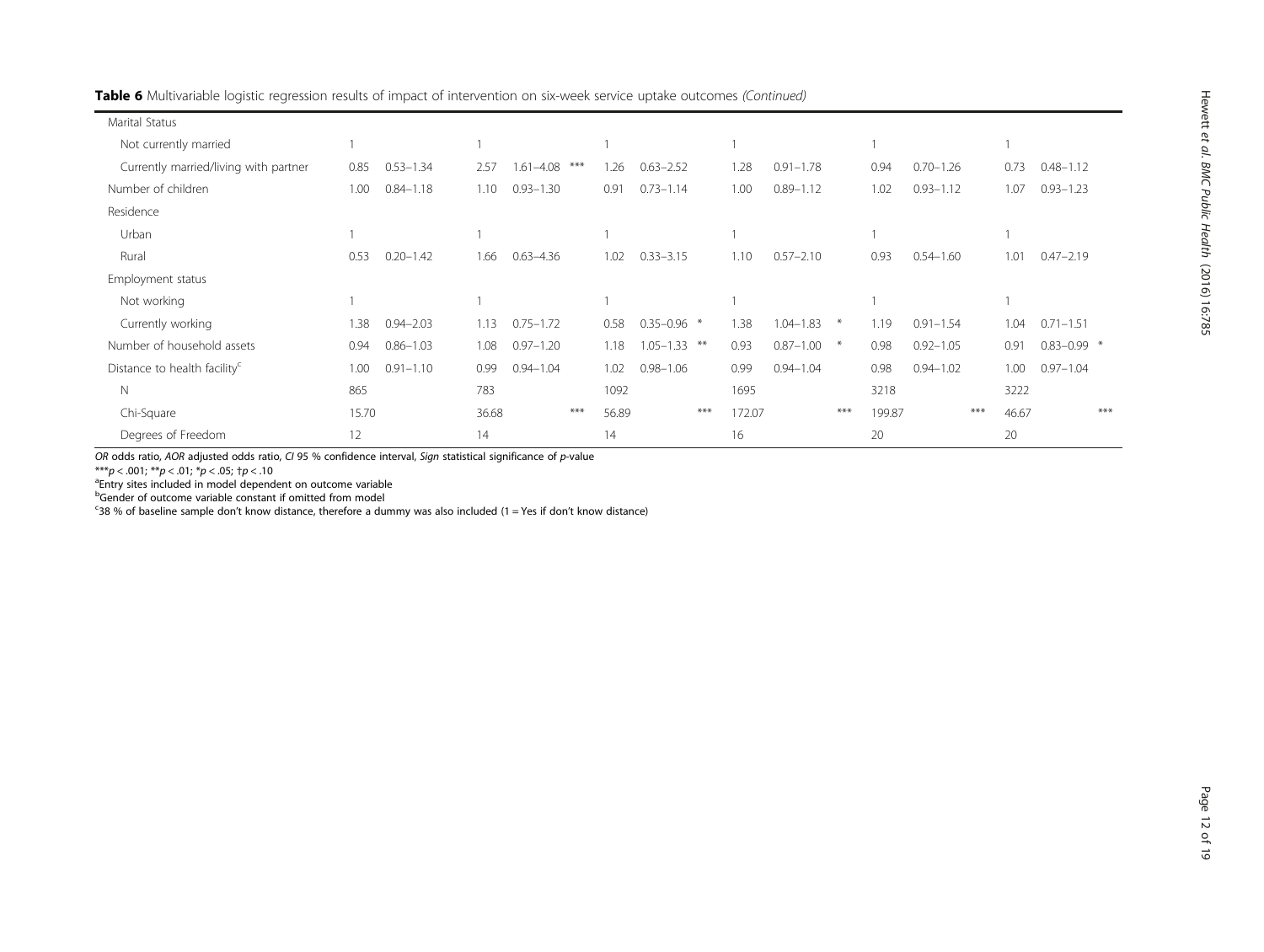**Table 6** Multivariable logistic regression results of impact of intervention on six-week service uptake outcomes *(Continued)*

| | | | | | | | | | | | | | | | | | | |
|---|---|---|---|---|---|---|---|---|---|---|---|---|---|---|---|---|---|---|
| Marital Status | | | | | | | | | | | | | | | | | | |
| Not currently married | 1 | | | 1 | | | 1 | | | 1 | | | 1 | | | 1 | | |
| Currently married/living with partner | 0.85 | 0.53–1.34 | | 2.57 | 1.61–4.08 | *** | 1.26 | 0.63–2.52 | | 1.28 | 0.91–1.78 | | 0.94 | 0.70–1.26 | | 0.73 | 0.48–1.12 | |
| Number of children | 1.00 | 0.84–1.18 | | 1.10 | 0.93–1.30 | | 0.91 | 0.73–1.14 | | 1.00 | 0.89–1.12 | | 1.02 | 0.93–1.12 | | 1.07 | 0.93–1.23 | |
| Residence | | | | | | | | | | | | | | | | | | |
| Urban | 1 | | | 1 | | | 1 | | | 1 | | | 1 | | | 1 | | |
| Rural | 0.53 | 0.20–1.42 | | 1.66 | 0.63–4.36 | | 1.02 | 0.33–3.15 | | 1.10 | 0.57–2.10 | | 0.93 | 0.54–1.60 | | 1.01 | 0.47–2.19 | |
| Employment status | | | | | | | | | | | | | | | | | | |
| Not working | 1 | | | 1 | | | 1 | | | 1 | | | 1 | | | 1 | | |
| Currently working | 1.38 | 0.94–2.03 | | 1.13 | 0.75–1.72 | | 0.58 | 0.35–0.96 | * | 1.38 | 1.04–1.83 | * | 1.19 | 0.91–1.54 | | 1.04 | 0.71–1.51 | |
| Number of household assets | 0.94 | 0.86–1.03 | | 1.08 | 0.97–1.20 | | 1.18 | 1.05–1.33 | ** | 0.93 | 0.87–1.00 | * | 0.98 | 0.92–1.05 | | 0.91 | 0.83–0.99 | * |
| Distance to health facility[c] | 1.00 | 0.91–1.10 | | 0.99 | 0.94–1.04 | | 1.02 | 0.98–1.06 | | 0.99 | 0.94–1.04 | | 0.98 | 0.94–1.02 | | 1.00 | 0.97–1.04 | |
| N | 865 | | | 783 | | | 1092 | | | 1695 | | | 3218 | | | 3222 | | |
| Chi-Square | 15.70 | | | 36.68 | | *** | 56.89 | | *** | 172.07 | | *** | 199.87 | | *** | 46.67 | | *** |
| Degrees of Freedom | 12 | | | 14 | | | 14 | | | 16 | | | 20 | | | 20 | | |

*OR* odds ratio, *AOR* adjusted odds ratio, *CI* 95 % confidence interval, *Sign* statistical significance of *p*-value

***$p < .001$; **$p < .01$; *$p < .05$; †$p < .10$

[a]Entry sites included in model dependent on outcome variable

[b]Gender of outcome variable constant if omitted from model

[c]38 % of baseline sample don't know distance, therefore a dummy was also included (1 = Yes if don't know distance)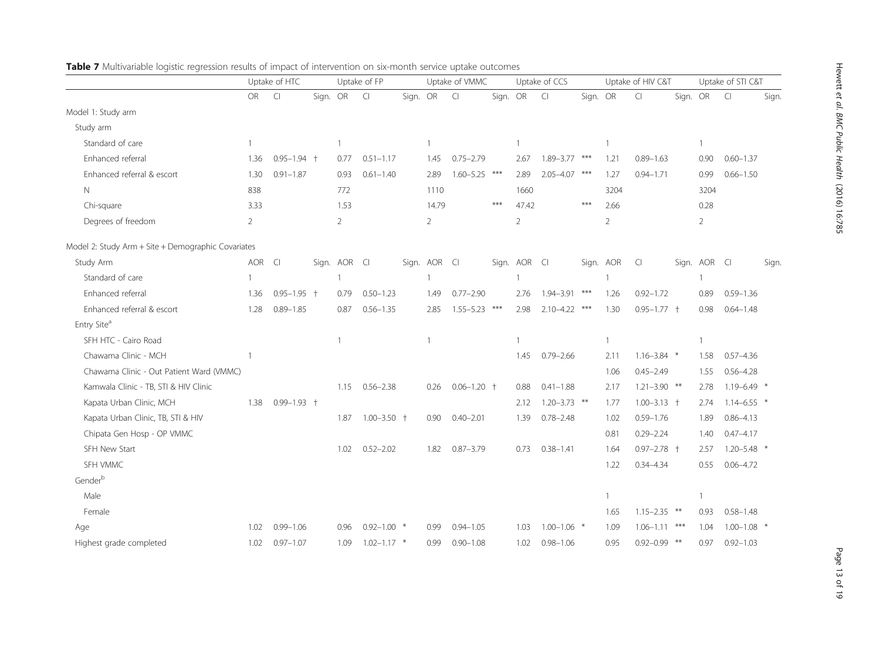**Table 7** Multivariable logistic regression results of impact of intervention on six-month service uptake outcomes

| | Uptake of HTC | | | Uptake of FP | | | Uptake of VMMC | | | Uptake of CCS | | | Uptake of HIV C&T | | | Uptake of STI C&T | | |
|---|---|---|---|---|---|---|---|---|---|---|---|---|---|---|---|---|---|---|
| | OR | CI | Sign. | OR | CI | Sign. | OR | CI | Sign. | OR | CI | Sign. | OR | CI | Sign. | OR | CI | Sign. |
| Model 1: Study arm | | | | | | | | | | | | | | | | | | |
| Study arm | | | | | | | | | | | | | | | | | | |
| Standard of care | 1 | | | 1 | | | 1 | | | 1 | | | 1 | | | 1 | | |
| Enhanced referral | 1.36 | 0.95–1.94 | † | 0.77 | 0.51–1.17 | | 1.45 | 0.75–2.79 | | 2.67 | 1.89–3.77 | *** | 1.21 | 0.89–1.63 | | 0.90 | 0.60–1.37 | |
| Enhanced referral & escort | 1.30 | 0.91–1.87 | | 0.93 | 0.61–1.40 | | 2.89 | 1.60–5.25 | *** | 2.89 | 2.05–4.07 | *** | 1.27 | 0.94–1.71 | | 0.99 | 0.66–1.50 | |
| N | 838 | | | 772 | | | 1110 | | | 1660 | | | 3204 | | | 3204 | | |
| Chi-square | 3.33 | | | 1.53 | | | 14.79 | | *** | 47.42 | | *** | 2.66 | | | 0.28 | | |
| Degrees of freedom | 2 | | | 2 | | | 2 | | | 2 | | | 2 | | | 2 | | |
| Model 2: Study Arm + Site + Demographic Covariates | | | | | | | | | | | | | | | | | | |
| Study Arm | AOR | CI | Sign. | AOR | CI | Sign. | AOR | CI | Sign. | AOR | CI | Sign. | AOR | CI | Sign. | AOR | CI | Sign. |
| Standard of care | 1 | | | 1 | | | 1 | | | 1 | | | 1 | | | 1 | | |
| Enhanced referral | 1.36 | 0.95–1.95 | † | 0.79 | 0.50–1.23 | | 1.49 | 0.77–2.90 | | 2.76 | 1.94–3.91 | *** | 1.26 | 0.92–1.72 | | 0.89 | 0.59–1.36 | |
| Enhanced referral & escort | 1.28 | 0.89–1.85 | | 0.87 | 0.56–1.35 | | 2.85 | 1.55–5.23 | *** | 2.98 | 2.10–4.22 | *** | 1.30 | 0.95–1.77 | † | 0.98 | 0.64–1.48 | |
| Entry Site[a] | | | | | | | | | | | | | | | | | | |
| SFH HTC - Cairo Road | | | | 1 | | | 1 | | | 1 | | | 1 | | | 1 | | |
| Chawama Clinic - MCH | 1 | | | | | | | | | 1.45 | 0.79–2.66 | | 2.11 | 1.16–3.84 | * | 1.58 | 0.57–4.36 | |
| Chawama Clinic - Out Patient Ward (VMMC) | | | | | | | | | | | | | 1.06 | 0.45–2.49 | | 1.55 | 0.56–4.28 | |
| Kamwala Clinic - TB, STI & HIV Clinic | | | | 1.15 | 0.56–2.38 | | 0.26 | 0.06–1.20 | † | 0.88 | 0.41–1.88 | | 2.17 | 1.21–3.90 | ** | 2.78 | 1.19–6.49 | * |
| Kapata Urban Clinic, MCH | 1.38 | 0.99–1.93 | † | | | | | | | 2.12 | 1.20–3.73 | ** | 1.77 | 1.00–3.13 | † | 2.74 | 1.14–6.55 | * |
| Kapata Urban Clinic, TB, STI & HIV | | | | 1.87 | 1.00–3.50 | † | 0.90 | 0.40–2.01 | | 1.39 | 0.78–2.48 | | 1.02 | 0.59–1.76 | | 1.89 | 0.86–4.13 | |
| Chipata Gen Hosp - OP VMMC | | | | | | | | | | | | | 0.81 | 0.29–2.24 | | 1.40 | 0.47–4.17 | |
| SFH New Start | | | | 1.02 | 0.52–2.02 | | 1.82 | 0.87–3.79 | | 0.73 | 0.38–1.41 | | 1.64 | 0.97–2.78 | † | 2.57 | 1.20–5.48 | * |
| SFH VMMC | | | | | | | | | | | | | 1.22 | 0.34–4.34 | | 0.55 | 0.06–4.72 | |
| Gender[b] | | | | | | | | | | | | | | | | | | |
| Male | | | | | | | | | | | | | 1 | | | 1 | | |
| Female | | | | | | | | | | | | | 1.65 | 1.15–2.35 | ** | 0.93 | 0.58–1.48 | |
| Age | 1.02 | 0.99–1.06 | | 0.96 | 0.92–1.00 | * | 0.99 | 0.94–1.05 | | 1.03 | 1.00–1.06 | * | 1.09 | 1.06–1.11 | *** | 1.04 | 1.00–1.08 | * |
| Highest grade completed | 1.02 | 0.97–1.07 | | 1.09 | 1.02–1.17 | * | 0.99 | 0.90–1.08 | | 1.02 | 0.98–1.06 | | 0.95 | 0.92–0.99 | ** | 0.97 | 0.92–1.03 | |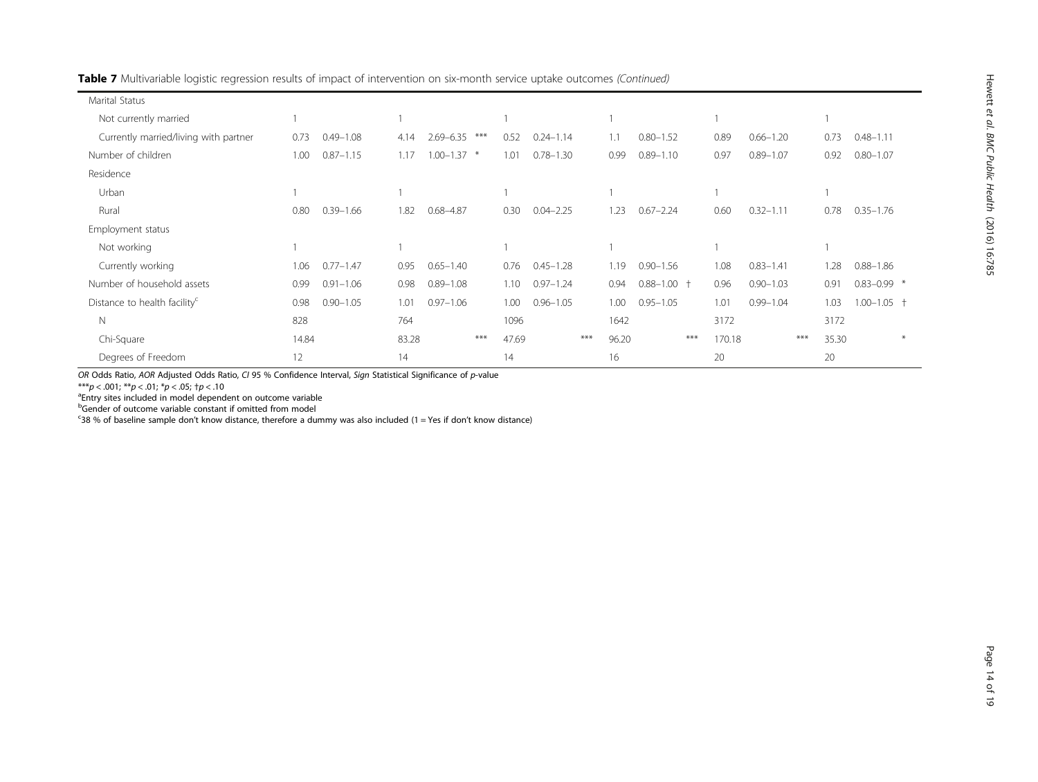**Table 7** Multivariable logistic regression results of impact of intervention on six-month service uptake outcomes *(Continued)*

| | | | | | | | | | | | | | | | | | | |
|---|---|---|---|---|---|---|---|---|---|---|---|---|---|---|---|---|---|---|
| Marital Status | | | | | | | | | | | | | | | | | | |
| Not currently married | 1 | | | 1 | | | 1 | | | 1 | | | 1 | | | 1 | | |
| Currently married/living with partner | 0.73 | 0.49–1.08 | | 4.14 | 2.69–6.35 | *** | 0.52 | 0.24–1.14 | | 1.1 | 0.80–1.52 | | 0.89 | 0.66–1.20 | | 0.73 | 0.48–1.11 | |
| Number of children | 1.00 | 0.87–1.15 | | 1.17 | 1.00–1.37 | * | 1.01 | 0.78–1.30 | | 0.99 | 0.89–1.10 | | 0.97 | 0.89–1.07 | | 0.92 | 0.80–1.07 | |
| Residence | | | | | | | | | | | | | | | | | | |
| Urban | 1 | | | 1 | | | 1 | | | 1 | | | 1 | | | 1 | | |
| Rural | 0.80 | 0.39–1.66 | | 1.82 | 0.68–4.87 | | 0.30 | 0.04–2.25 | | 1.23 | 0.67–2.24 | | 0.60 | 0.32–1.11 | | 0.78 | 0.35–1.76 | |
| Employment status | | | | | | | | | | | | | | | | | | |
| Not working | 1 | | | 1 | | | 1 | | | 1 | | | 1 | | | 1 | | |
| Currently working | 1.06 | 0.77–1.47 | | 0.95 | 0.65–1.40 | | 0.76 | 0.45–1.28 | | 1.19 | 0.90–1.56 | | 1.08 | 0.83–1.41 | | 1.28 | 0.88–1.86 | |
| Number of household assets | 0.99 | 0.91–1.06 | | 0.98 | 0.89–1.08 | | 1.10 | 0.97–1.24 | | 0.94 | 0.88–1.00 | † | 0.96 | 0.90–1.03 | | 0.91 | 0.83–0.99 | * |
| Distance to health facility[c] | 0.98 | 0.90–1.05 | | 1.01 | 0.97–1.06 | | 1.00 | 0.96–1.05 | | 1.00 | 0.95–1.05 | | 1.01 | 0.99–1.04 | | 1.03 | 1.00–1.05 | † |
| N | 828 | | | 764 | | | 1096 | | | 1642 | | | 3172 | | | 3172 | | |
| Chi-Square | 14.84 | | | 83.28 | | *** | 47.69 | | *** | 96.20 | | *** | 170.18 | | *** | 35.30 | | * |
| Degrees of Freedom | 12 | | | 14 | | | 14 | | | 16 | | | 20 | | | 20 | | |

*OR* Odds Ratio, *AOR* Adjusted Odds Ratio, *CI* 95 % Confidence Interval, *Sign* Statistical Significance of *p*-value

***$p < .001$; **$p < .01$; *$p < .05$; †$p < .10$

[a]Entry sites included in model dependent on outcome variable

[b]Gender of outcome variable constant if omitted from model

[c]38 % of baseline sample don't know distance, therefore a dummy was also included (1 = Yes if don't know distance)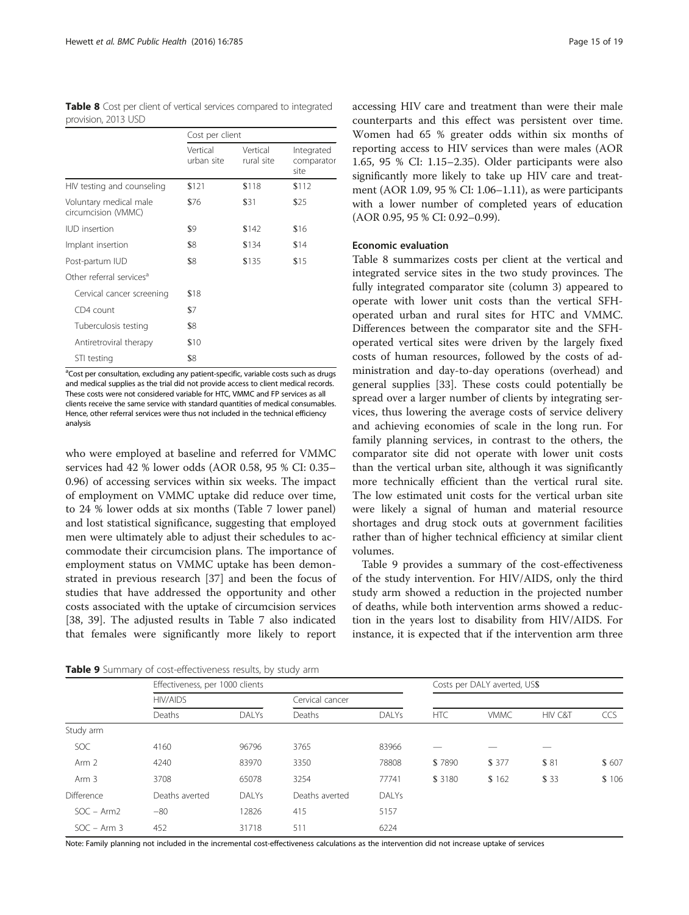**Table 8** Cost per client of vertical services compared to integrated provision, 2013 USD

| | Cost per client | | |
|---|---|---|---|
| | Vertical urban site | Vertical rural site | Integrated comparator site |
| HIV testing and counseling | $121 | $118 | $112 |
| Voluntary medical male circumcision (VMMC) | $76 | $31 | $25 |
| IUD insertion | $9 | $142 | $16 |
| Implant insertion | $8 | $134 | $14 |
| Post-partum IUD | $8 | $135 | $15 |
| Other referral services[a] | | | |
| Cervical cancer screening | $18 | | |
| CD4 count | $7 | | |
| Tuberculosis testing | $8 | | |
| Antiretroviral therapy | $10 | | |
| STI testing | $8 | | |

[a]Cost per consultation, excluding any patient-specific, variable costs such as drugs and medical supplies as the trial did not provide access to client medical records. These costs were not considered variable for HTC, VMMC and FP services as all clients receive the same service with standard quantities of medical consumables. Hence, other referral services were thus not included in the technical efficiency analysis

who were employed at baseline and referred for VMMC services had 42 % lower odds (AOR 0.58, 95 % CI: 0.35–0.96) of accessing services within six weeks. The impact of employment on VMMC uptake did reduce over time, to 24 % lower odds at six months (Table 7 lower panel) and lost statistical significance, suggesting that employed men were ultimately able to adjust their schedules to accommodate their circumcision plans. The importance of employment status on VMMC uptake has been demonstrated in previous research [37] and been the focus of studies that have addressed the opportunity and other costs associated with the uptake of circumcision services [38, 39]. The adjusted results in Table 7 also indicated that females were significantly more likely to report accessing HIV care and treatment than were their male counterparts and this effect was persistent over time. Women had 65 % greater odds within six months of reporting access to HIV services than were males (AOR 1.65, 95 % CI: 1.15–2.35). Older participants were also significantly more likely to take up HIV care and treatment (AOR 1.09, 95 % CI: 1.06–1.11), as were participants with a lower number of completed years of education (AOR 0.95, 95 % CI: 0.92–0.99).

### Economic evaluation

Table 8 summarizes costs per client at the vertical and integrated service sites in the two study provinces. The fully integrated comparator site (column 3) appeared to operate with lower unit costs than the vertical SFH-operated urban and rural sites for HTC and VMMC. Differences between the comparator site and the SFH-operated vertical sites were driven by the largely fixed costs of human resources, followed by the costs of administration and day-to-day operations (overhead) and general supplies [33]. These costs could potentially be spread over a larger number of clients by integrating services, thus lowering the average costs of service delivery and achieving economies of scale in the long run. For family planning services, in contrast to the others, the comparator site did not operate with lower unit costs than the vertical urban site, although it was significantly more technically efficient than the vertical rural site. The low estimated unit costs for the vertical urban site were likely a signal of human and material resource shortages and drug stock outs at government facilities rather than of higher technical efficiency at similar client volumes.

Table 9 provides a summary of the cost-effectiveness of the study intervention. For HIV/AIDS, only the third study arm showed a reduction in the projected number of deaths, while both intervention arms showed a reduction in the years lost to disability from HIV/AIDS. For instance, it is expected that if the intervention arm three

**Table 9** Summary of cost-effectiveness results, by study arm

| | Effectiveness, per 1000 clients | | | | Costs per DALY averted, US$ | | | |
|---|---|---|---|---|---|---|---|---|
| | HIV/AIDS | | Cervical cancer | | | | | |
| | Deaths | DALYs | Deaths | DALYs | HTC | VMMC | HIV C&T | CCS |
| Study arm | | | | | | | | |
| SOC | 4160 | 96796 | 3765 | 83966 | — | — | — | |
| Arm 2 | 4240 | 83970 | 3350 | 78808 | $ 7890 | $ 377 | $ 81 | $ 607 |
| Arm 3 | 3708 | 65078 | 3254 | 77741 | $ 3180 | $ 162 | $ 33 | $ 106 |
| Difference | Deaths averted | DALYs | Deaths averted | DALYs | | | | |
| SOC – Arm2 | −80 | 12826 | 415 | 5157 | | | | |
| SOC – Arm 3 | 452 | 31718 | 511 | 6224 | | | | |

Note: Family planning not included in the incremental cost-effectiveness calculations as the intervention did not increase uptake of services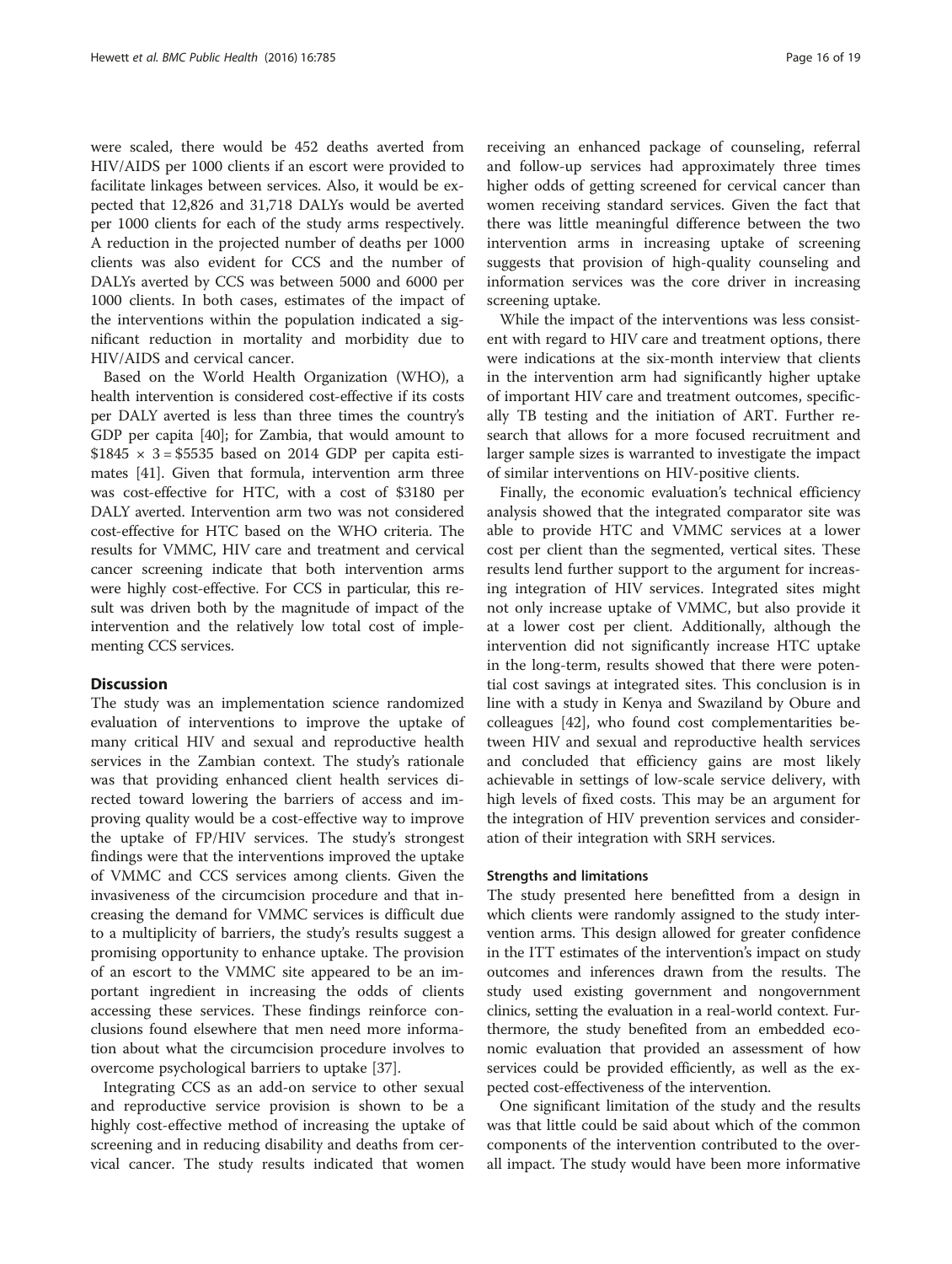were scaled, there would be 452 deaths averted from HIV/AIDS per 1000 clients if an escort were provided to facilitate linkages between services. Also, it would be expected that 12,826 and 31,718 DALYs would be averted per 1000 clients for each of the study arms respectively. A reduction in the projected number of deaths per 1000 clients was also evident for CCS and the number of DALYs averted by CCS was between 5000 and 6000 per 1000 clients. In both cases, estimates of the impact of the interventions within the population indicated a significant reduction in mortality and morbidity due to HIV/AIDS and cervical cancer.

Based on the World Health Organization (WHO), a health intervention is considered cost-effective if its costs per DALY averted is less than three times the country's GDP per capita [40]; for Zambia, that would amount to $\$1845 \times 3 = \$5535$ based on 2014 GDP per capita estimates [41]. Given that formula, intervention arm three was cost-effective for HTC, with a cost of $3180 per DALY averted. Intervention arm two was not considered cost-effective for HTC based on the WHO criteria. The results for VMMC, HIV care and treatment and cervical cancer screening indicate that both intervention arms were highly cost-effective. For CCS in particular, this result was driven both by the magnitude of impact of the intervention and the relatively low total cost of implementing CCS services.

## Discussion

The study was an implementation science randomized evaluation of interventions to improve the uptake of many critical HIV and sexual and reproductive health services in the Zambian context. The study's rationale was that providing enhanced client health services directed toward lowering the barriers of access and improving quality would be a cost-effective way to improve the uptake of FP/HIV services. The study's strongest findings were that the interventions improved the uptake of VMMC and CCS services among clients. Given the invasiveness of the circumcision procedure and that increasing the demand for VMMC services is difficult due to a multiplicity of barriers, the study's results suggest a promising opportunity to enhance uptake. The provision of an escort to the VMMC site appeared to be an important ingredient in increasing the odds of clients accessing these services. These findings reinforce conclusions found elsewhere that men need more information about what the circumcision procedure involves to overcome psychological barriers to uptake [37].

Integrating CCS as an add-on service to other sexual and reproductive service provision is shown to be a highly cost-effective method of increasing the uptake of screening and in reducing disability and deaths from cervical cancer. The study results indicated that women receiving an enhanced package of counseling, referral and follow-up services had approximately three times higher odds of getting screened for cervical cancer than women receiving standard services. Given the fact that there was little meaningful difference between the two intervention arms in increasing uptake of screening suggests that provision of high-quality counseling and information services was the core driver in increasing screening uptake.

While the impact of the interventions was less consistent with regard to HIV care and treatment options, there were indications at the six-month interview that clients in the intervention arm had significantly higher uptake of important HIV care and treatment outcomes, specifically TB testing and the initiation of ART. Further research that allows for a more focused recruitment and larger sample sizes is warranted to investigate the impact of similar interventions on HIV-positive clients.

Finally, the economic evaluation's technical efficiency analysis showed that the integrated comparator site was able to provide HTC and VMMC services at a lower cost per client than the segmented, vertical sites. These results lend further support to the argument for increasing integration of HIV services. Integrated sites might not only increase uptake of VMMC, but also provide it at a lower cost per client. Additionally, although the intervention did not significantly increase HTC uptake in the long-term, results showed that there were potential cost savings at integrated sites. This conclusion is in line with a study in Kenya and Swaziland by Obure and colleagues [42], who found cost complementarities between HIV and sexual and reproductive health services and concluded that efficiency gains are most likely achievable in settings of low-scale service delivery, with high levels of fixed costs. This may be an argument for the integration of HIV prevention services and consideration of their integration with SRH services.

### Strengths and limitations

The study presented here benefitted from a design in which clients were randomly assigned to the study intervention arms. This design allowed for greater confidence in the ITT estimates of the intervention's impact on study outcomes and inferences drawn from the results. The study used existing government and nongovernment clinics, setting the evaluation in a real-world context. Furthermore, the study benefited from an embedded economic evaluation that provided an assessment of how services could be provided efficiently, as well as the expected cost-effectiveness of the intervention.

One significant limitation of the study and the results was that little could be said about which of the common components of the intervention contributed to the overall impact. The study would have been more informative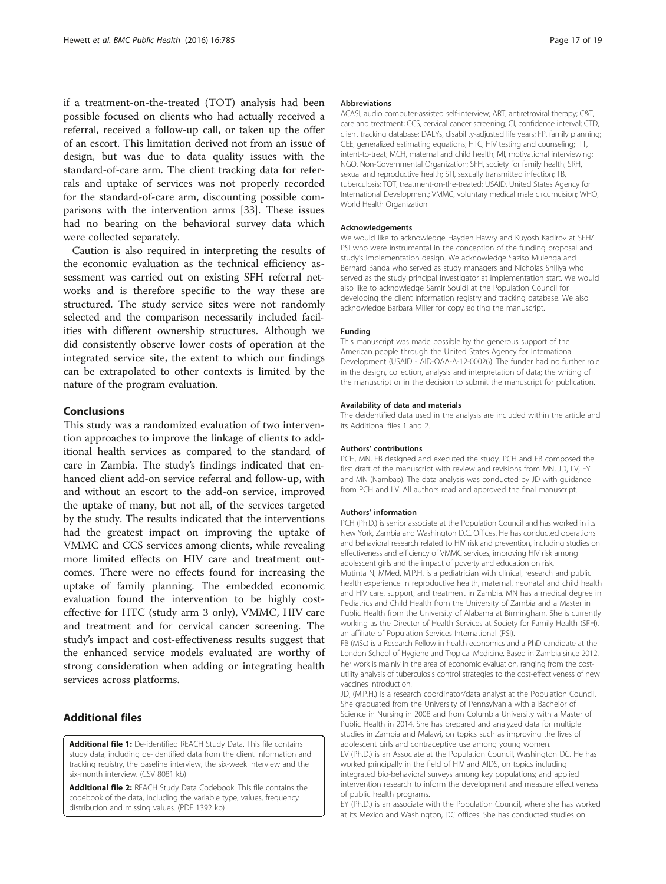if a treatment-on-the-treated (TOT) analysis had been possible focused on clients who had actually received a referral, received a follow-up call, or taken up the offer of an escort. This limitation derived not from an issue of design, but was due to data quality issues with the standard-of-care arm. The client tracking data for referrals and uptake of services was not properly recorded for the standard-of-care arm, discounting possible comparisons with the intervention arms [33]. These issues had no bearing on the behavioral survey data which were collected separately.

Caution is also required in interpreting the results of the economic evaluation as the technical efficiency assessment was carried out on existing SFH referral networks and is therefore specific to the way these are structured. The study service sites were not randomly selected and the comparison necessarily included facilities with different ownership structures. Although we did consistently observe lower costs of operation at the integrated service site, the extent to which our findings can be extrapolated to other contexts is limited by the nature of the program evaluation.

## Conclusions

This study was a randomized evaluation of two intervention approaches to improve the linkage of clients to additional health services as compared to the standard of care in Zambia. The study's findings indicated that enhanced client add-on service referral and follow-up, with and without an escort to the add-on service, improved the uptake of many, but not all, of the services targeted by the study. The results indicated that the interventions had the greatest impact on improving the uptake of VMMC and CCS services among clients, while revealing more limited effects on HIV care and treatment outcomes. There were no effects found for increasing the uptake of family planning. The embedded economic evaluation found the intervention to be highly cost-effective for HTC (study arm 3 only), VMMC, HIV care and treatment and for cervical cancer screening. The study's impact and cost-effectiveness results suggest that the enhanced service models evaluated are worthy of strong consideration when adding or integrating health services across platforms.

## Additional files

**Additional file 1:** De-identified REACH Study Data. This file contains study data, including de-identified data from the client information and tracking registry, the baseline interview, the six-week interview and the six-month interview. (CSV 8081 kb)

**Additional file 2:** REACH Study Data Codebook. This file contains the codebook of the data, including the variable type, values, frequency distribution and missing values. (PDF 1392 kb)

#### Abbreviations

ACASI, audio computer-assisted self-interview; ART, antiretroviral therapy; C&T, care and treatment; CCS, cervical cancer screening; CI, confidence interval; CTD, client tracking database; DALYs, disability-adjusted life years; FP, family planning; GEE, generalized estimating equations; HTC, HIV testing and counseling; ITT, intent-to-treat; MCH, maternal and child health; MI, motivational interviewing; NGO, Non-Governmental Organization; SFH, society for family health; SRH, sexual and reproductive health; STI, sexually transmitted infection; TB, tuberculosis; TOT, treatment-on-the-treated; USAID, United States Agency for International Development; VMMC, voluntary medical male circumcision; WHO, World Health Organization

#### Acknowledgements

We would like to acknowledge Hayden Hawry and Kuyosh Kadirov at SFH/PSI who were instrumental in the conception of the funding proposal and study's implementation design. We acknowledge Saziso Mulenga and Bernard Banda who served as study managers and Nicholas Shiliya who served as the study principal investigator at implementation start. We would also like to acknowledge Samir Souidi at the Population Council for developing the client information registry and tracking database. We also acknowledge Barbara Miller for copy editing the manuscript.

#### Funding

This manuscript was made possible by the generous support of the American people through the United States Agency for International Development (USAID - AID-OAA-A-12-00026). The funder had no further role in the design, collection, analysis and interpretation of data; the writing of the manuscript or in the decision to submit the manuscript for publication.

#### Availability of data and materials

The deidentified data used in the analysis are included within the article and its Additional files 1 and 2.

#### Authors' contributions

PCH, MN, FB designed and executed the study. PCH and FB composed the first draft of the manuscript with review and revisions from MN, JD, LV, EY and MN (Nambao). The data analysis was conducted by JD with guidance from PCH and LV. All authors read and approved the final manuscript.

#### Authors' information

PCH (Ph.D.) is senior associate at the Population Council and has worked in its New York, Zambia and Washington D.C. Offices. He has conducted operations and behavioral research related to HIV risk and prevention, including studies on effectiveness and efficiency of VMMC services, improving HIV risk among adolescent girls and the impact of poverty and education on risk.

Mutinta N, MMed, M.P.H. is a pediatrician with clinical, research and public health experience in reproductive health, maternal, neonatal and child health and HIV care, support, and treatment in Zambia. MN has a medical degree in Pediatrics and Child Health from the University of Zambia and a Master in Public Health from the University of Alabama at Birmingham. She is currently working as the Director of Health Services at Society for Family Health (SFH), an affiliate of Population Services International (PSI).

FB (MSc) is a Research Fellow in health economics and a PhD candidate at the London School of Hygiene and Tropical Medicine. Based in Zambia since 2012, her work is mainly in the area of economic evaluation, ranging from the cost-utility analysis of tuberculosis control strategies to the cost-effectiveness of new vaccines introduction.

JD, (M.P.H.) is a research coordinator/data analyst at the Population Council. She graduated from the University of Pennsylvania with a Bachelor of Science in Nursing in 2008 and from Columbia University with a Master of Public Health in 2014. She has prepared and analyzed data for multiple studies in Zambia and Malawi, on topics such as improving the lives of adolescent girls and contraceptive use among young women.

LV (Ph.D.) is an Associate at the Population Council, Washington DC. He has worked principally in the field of HIV and AIDS, on topics including integrated bio-behavioral surveys among key populations; and applied intervention research to inform the development and measure effectiveness of public health programs.

EY (Ph.D.) is an associate with the Population Council, where she has worked at its Mexico and Washington, DC offices. She has conducted studies on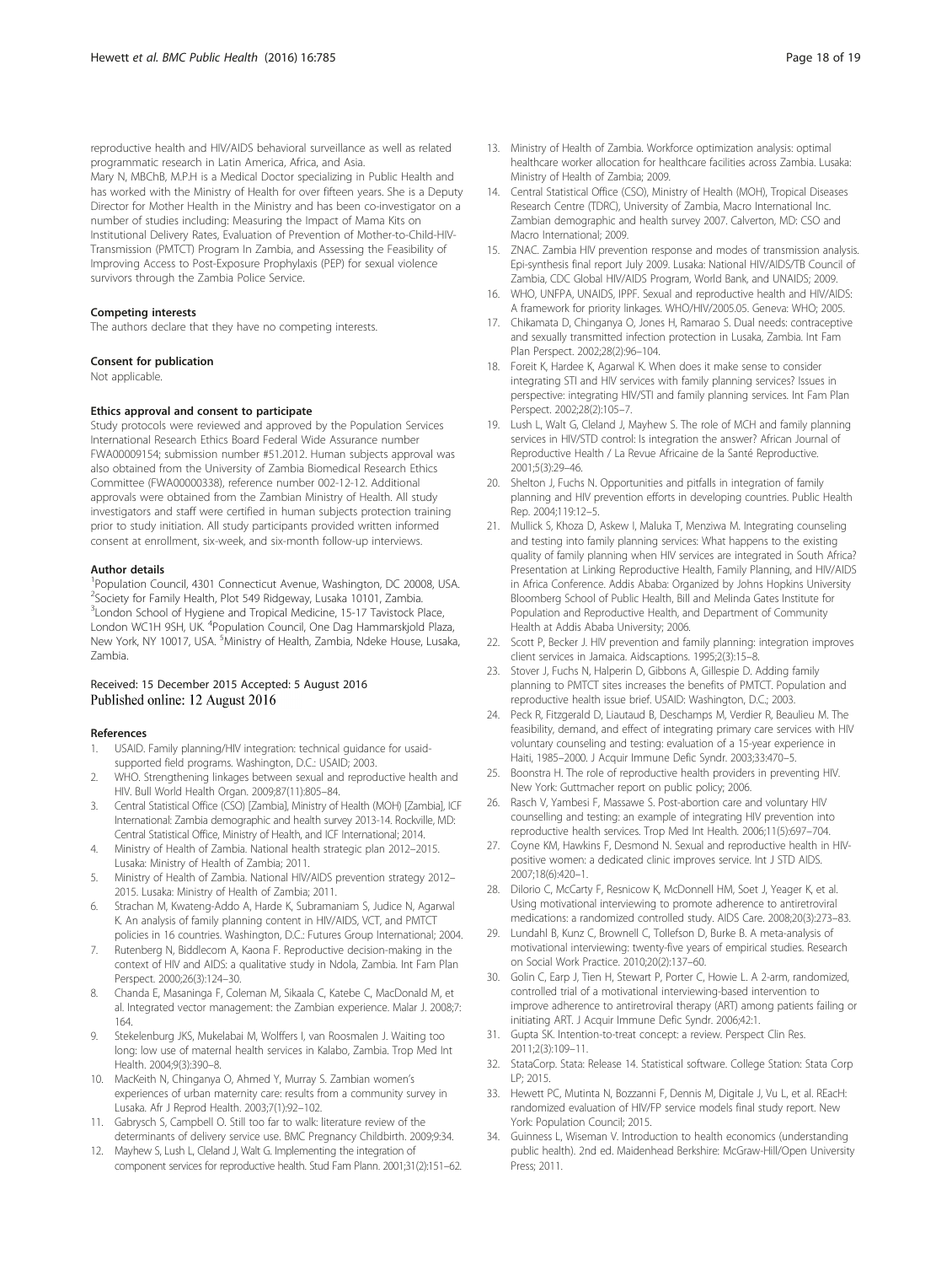reproductive health and HIV/AIDS behavioral surveillance as well as related programmatic research in Latin America, Africa, and Asia.

Mary N, MBChB, M.P.H is a Medical Doctor specializing in Public Health and has worked with the Ministry of Health for over fifteen years. She is a Deputy Director for Mother Health in the Ministry and has been co-investigator on a number of studies including: Measuring the Impact of Mama Kits on Institutional Delivery Rates, Evaluation of Prevention of Mother-to-Child-HIV-Transmission (PMTCT) Program In Zambia, and Assessing the Feasibility of Improving Access to Post-Exposure Prophylaxis (PEP) for sexual violence survivors through the Zambia Police Service.

#### Competing interests

The authors declare that they have no competing interests.

#### Consent for publication

Not applicable.

#### Ethics approval and consent to participate

Study protocols were reviewed and approved by the Population Services International Research Ethics Board Federal Wide Assurance number FWA00009154; submission number #51.2012. Human subjects approval was also obtained from the University of Zambia Biomedical Research Ethics Committee (FWA00000338), reference number 002-12-12. Additional approvals were obtained from the Zambian Ministry of Health. All study investigators and staff were certified in human subjects protection training prior to study initiation. All study participants provided written informed consent at enrollment, six-week, and six-month follow-up interviews.

#### Author details

[1]Population Council, 4301 Connecticut Avenue, Washington, DC 20008, USA. [2]Society for Family Health, Plot 549 Ridgeway, Lusaka 10101, Zambia. [3]London School of Hygiene and Tropical Medicine, 15-17 Tavistock Place, London WC1H 9SH, UK. [4]Population Council, One Dag Hammarskjold Plaza, New York, NY 10017, USA. [5]Ministry of Health, Zambia, Ndeke House, Lusaka, Zambia.

Received: 15 December 2015 Accepted: 5 August 2016
Published online: 12 August 2016

#### References

1. USAID. Family planning/HIV integration: technical guidance for usaid-supported field programs. Washington, D.C.: USAID; 2003.
2. WHO. Strengthening linkages between sexual and reproductive health and HIV. Bull World Health Organ. 2009;87(11):805–84.
3. Central Statistical Office (CSO) [Zambia], Ministry of Health (MOH) [Zambia], ICF International: Zambia demographic and health survey 2013-14. Rockville, MD: Central Statistical Office, Ministry of Health, and ICF International; 2014.
4. Ministry of Health of Zambia. National health strategic plan 2012–2015. Lusaka: Ministry of Health of Zambia; 2011.
5. Ministry of Health of Zambia. National HIV/AIDS prevention strategy 2012–2015. Lusaka: Ministry of Health of Zambia; 2011.
6. Strachan M, Kwateng-Addo A, Harde K, Subramaniam S, Judice N, Agarwal K. An analysis of family planning content in HIV/AIDS, VCT, and PMTCT policies in 16 countries. Washington, D.C.: Futures Group International; 2004.
7. Rutenberg N, Biddlecom A, Kaona F. Reproductive decision-making in the context of HIV and AIDS: a qualitative study in Ndola, Zambia. Int Fam Plan Perspect. 2000;26(3):124–30.
8. Chanda E, Masaninga F, Coleman M, Sikaala C, Katebe C, MacDonald M, et al. Integrated vector management: the Zambian experience. Malar J. 2008;7:164.
9. Stekelenburg JKS, Mukelabai M, Wolffers I, van Roosmalen J. Waiting too long: low use of maternal health services in Kalabo, Zambia. Trop Med Int Health. 2004;9(3):390–8.
10. MacKeith N, Chinganya O, Ahmed Y, Murray S. Zambian women's experiences of urban maternity care: results from a community survey in Lusaka. Afr J Reprod Health. 2003;7(1):92–102.
11. Gabrysch S, Campbell O. Still too far to walk: literature review of the determinants of delivery service use. BMC Pregnancy Childbirth. 2009;9:34.
12. Mayhew S, Lush L, Cleland J, Walt G. Implementing the integration of component services for reproductive health. Stud Fam Plann. 2001;31(2):151–62.
13. Ministry of Health of Zambia. Workforce optimization analysis: optimal healthcare worker allocation for healthcare facilities across Zambia. Lusaka: Ministry of Health of Zambia; 2009.
14. Central Statistical Office (CSO), Ministry of Health (MOH), Tropical Diseases Research Centre (TDRC), University of Zambia, Macro International Inc. Zambian demographic and health survey 2007. Calverton, MD: CSO and Macro International; 2009.
15. ZNAC. Zambia HIV prevention response and modes of transmission analysis. Epi-synthesis final report July 2009. Lusaka: National HIV/AIDS/TB Council of Zambia, CDC Global HIV/AIDS Program, World Bank, and UNAIDS; 2009.
16. WHO, UNFPA, UNAIDS, IPPF. Sexual and reproductive health and HIV/AIDS: A framework for priority linkages. WHO/HIV/2005.05. Geneva: WHO; 2005.
17. Chikamata D, Chinganya O, Jones H, Ramarao S. Dual needs: contraceptive and sexually transmitted infection protection in Lusaka, Zambia. Int Fam Plan Perspect. 2002;28(2):96–104.
18. Foreit K, Hardee K, Agarwal K. When does it make sense to consider integrating STI and HIV services with family planning services? Issues in perspective: integrating HIV/STI and family planning services. Int Fam Plan Perspect. 2002;28(2):105–7.
19. Lush L, Walt G, Cleland J, Mayhew S. The role of MCH and family planning services in HIV/STD control: Is integration the answer? African Journal of Reproductive Health / La Revue Africaine de la Santé Reproductive. 2001;5(3):29–46.
20. Shelton J, Fuchs N. Opportunities and pitfalls in integration of family planning and HIV prevention efforts in developing countries. Public Health Rep. 2004;119:12–5.
21. Mullick S, Khoza D, Askew I, Maluka T, Menziwa M. Integrating counseling and testing into family planning services: What happens to the existing quality of family planning when HIV services are integrated in South Africa? Presentation at Linking Reproductive Health, Family Planning, and HIV/AIDS in Africa Conference. Addis Ababa: Organized by Johns Hopkins University Bloomberg School of Public Health, Bill and Melinda Gates Institute for Population and Reproductive Health, and Department of Community Health at Addis Ababa University; 2006.
22. Scott P, Becker J. HIV prevention and family planning: integration improves client services in Jamaica. Aidscaptions. 1995;2(3):15–8.
23. Stover J, Fuchs N, Halperin D, Gibbons A, Gillespie D. Adding family planning to PMTCT sites increases the benefits of PMTCT. Population and reproductive health issue brief. USAID: Washington, D.C.; 2003.
24. Peck R, Fitzgerald D, Liautaud B, Deschamps M, Verdier R, Beaulieu M. The feasibility, demand, and effect of integrating primary care services with HIV voluntary counseling and testing: evaluation of a 15-year experience in Haiti, 1985–2000. J Acquir Immune Defic Syndr. 2003;33:470–5.
25. Boonstra H. The role of reproductive health providers in preventing HIV. New York: Guttmacher report on public policy; 2006.
26. Rasch V, Yambesi F, Massawe S. Post-abortion care and voluntary HIV counselling and testing: an example of integrating HIV prevention into reproductive health services. Trop Med Int Health. 2006;11(5):697–704.
27. Coyne KM, Hawkins F, Desmond N. Sexual and reproductive health in HIV-positive women: a dedicated clinic improves service. Int J STD AIDS. 2007;18(6):420–1.
28. DiIorio C, McCarty F, Resnicow K, McDonnell HM, Soet J, Yeager K, et al. Using motivational interviewing to promote adherence to antiretroviral medications: a randomized controlled study. AIDS Care. 2008;20(3):273–83.
29. Lundahl B, Kunz C, Brownell C, Tollefson D, Burke B. A meta-analysis of motivational interviewing: twenty-five years of empirical studies. Research on Social Work Practice. 2010;20(2):137–60.
30. Golin C, Earp J, Tien H, Stewart P, Porter C, Howie L. A 2-arm, randomized, controlled trial of a motivational interviewing-based intervention to improve adherence to antiretroviral therapy (ART) among patients failing or initiating ART. J Acquir Immune Defic Syndr. 2006;42:1.
31. Gupta SK. Intention-to-treat concept: a review. Perspect Clin Res. 2011;2(3):109–11.
32. StataCorp. Stata: Release 14. Statistical software. College Station: Stata Corp LP; 2015.
33. Hewett PC, Mutinta N, Bozzanni F, Dennis M, Digitale J, Vu L, et al. REacH: randomized evaluation of HIV/FP service models final study report. New York: Population Council; 2015.
34. Guinness L, Wiseman V. Introduction to health economics (understanding public health). 2nd ed. Maidenhead Berkshire: McGraw-Hill/Open University Press; 2011.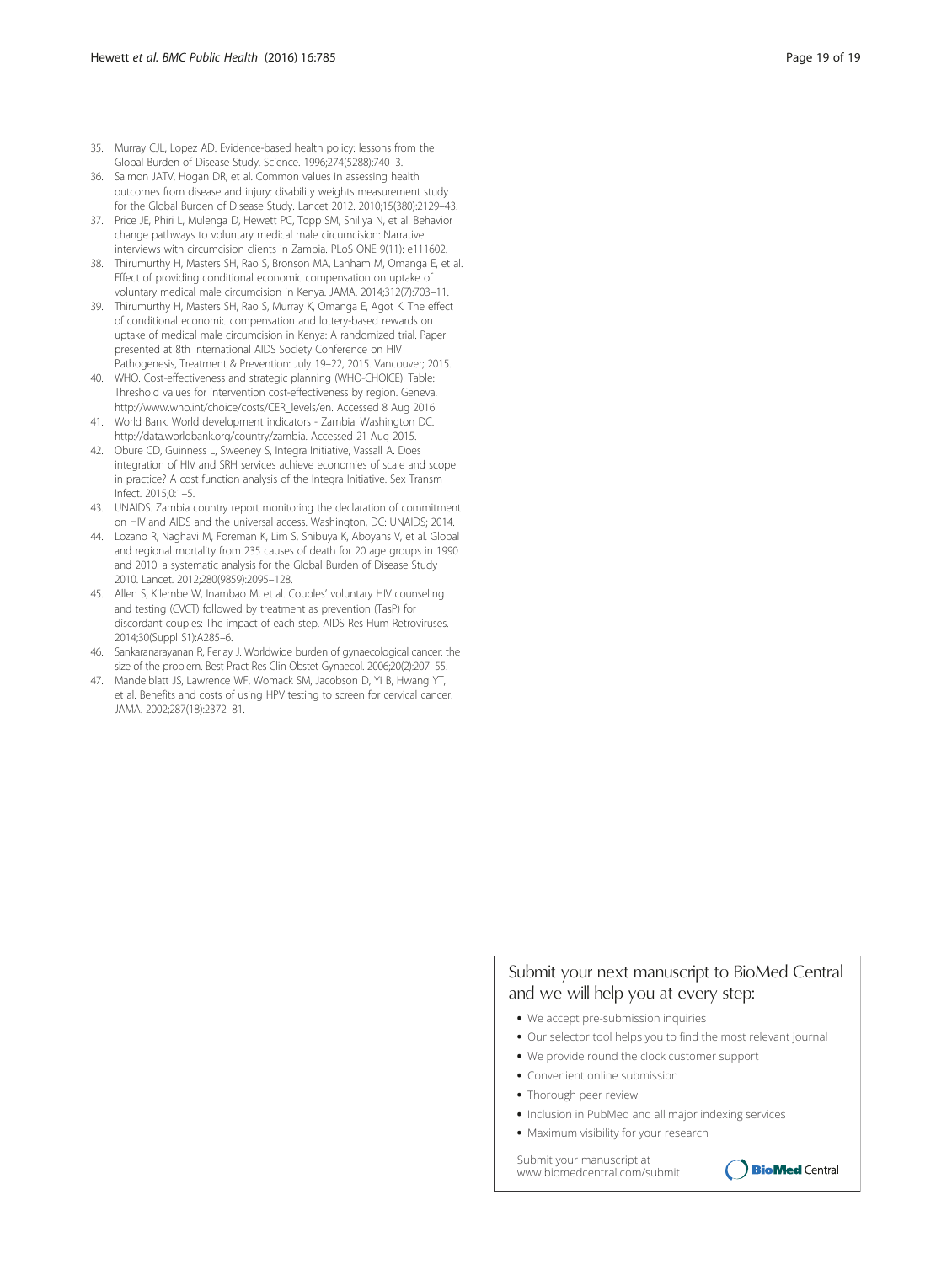35. Murray CJL, Lopez AD. Evidence-based health policy: lessons from the Global Burden of Disease Study. Science. 1996;274(5288):740–3.
36. Salmon JATV, Hogan DR, et al. Common values in assessing health outcomes from disease and injury: disability weights measurement study for the Global Burden of Disease Study. Lancet 2012. 2010;15(380):2129–43.
37. Price JE, Phiri L, Mulenga D, Hewett PC, Topp SM, Shiliya N, et al. Behavior change pathways to voluntary medical male circumcision: Narrative interviews with circumcision clients in Zambia. PLoS ONE 9(11): e111602.
38. Thirumurthy H, Masters SH, Rao S, Bronson MA, Lanham M, Omanga E, et al. Effect of providing conditional economic compensation on uptake of voluntary medical male circumcision in Kenya. JAMA. 2014;312(7):703–11.
39. Thirumurthy H, Masters SH, Rao S, Murray K, Omanga E, Agot K. The effect of conditional economic compensation and lottery-based rewards on uptake of medical male circumcision in Kenya: A randomized trial. Paper presented at 8th International AIDS Society Conference on HIV Pathogenesis, Treatment & Prevention: July 19–22, 2015. Vancouver; 2015.
40. WHO. Cost-effectiveness and strategic planning (WHO-CHOICE). Table: Threshold values for intervention cost-effectiveness by region. Geneva. http://www.who.int/choice/costs/CER_levels/en. Accessed 8 Aug 2016.
41. World Bank. World development indicators - Zambia. Washington DC. http://data.worldbank.org/country/zambia. Accessed 21 Aug 2015.
42. Obure CD, Guinness L, Sweeney S, Integra Initiative, Vassall A. Does integration of HIV and SRH services achieve economies of scale and scope in practice? A cost function analysis of the Integra Initiative. Sex Transm Infect. 2015;0:1–5.
43. UNAIDS. Zambia country report monitoring the declaration of commitment on HIV and AIDS and the universal access. Washington, DC: UNAIDS; 2014.
44. Lozano R, Naghavi M, Foreman K, Lim S, Shibuya K, Aboyans V, et al. Global and regional mortality from 235 causes of death for 20 age groups in 1990 and 2010: a systematic analysis for the Global Burden of Disease Study 2010. Lancet. 2012;280(9859):2095–128.
45. Allen S, Kilembe W, Inambao M, et al. Couples' voluntary HIV counseling and testing (CVCT) followed by treatment as prevention (TasP) for discordant couples: The impact of each step. AIDS Res Hum Retroviruses. 2014;30(Suppl S1):A285–6.
46. Sankaranarayanan R, Ferlay J. Worldwide burden of gynaecological cancer: the size of the problem. Best Pract Res Clin Obstet Gynaecol. 2006;20(2):207–55.
47. Mandelblatt JS, Lawrence WF, Womack SM, Jacobson D, Yi B, Hwang YT, et al. Benefits and costs of using HPV testing to screen for cervical cancer. JAMA. 2002;287(18):2372–81.

Submit your next manuscript to BioMed Central and we will help you at every step:

- We accept pre-submission inquiries
- Our selector tool helps you to find the most relevant journal
- We provide round the clock customer support
- Convenient online submission
- Thorough peer review
- Inclusion in PubMed and all major indexing services
- Maximum visibility for your research

Submit your manuscript at
www.biomedcentral.com/submit

BioMed Central